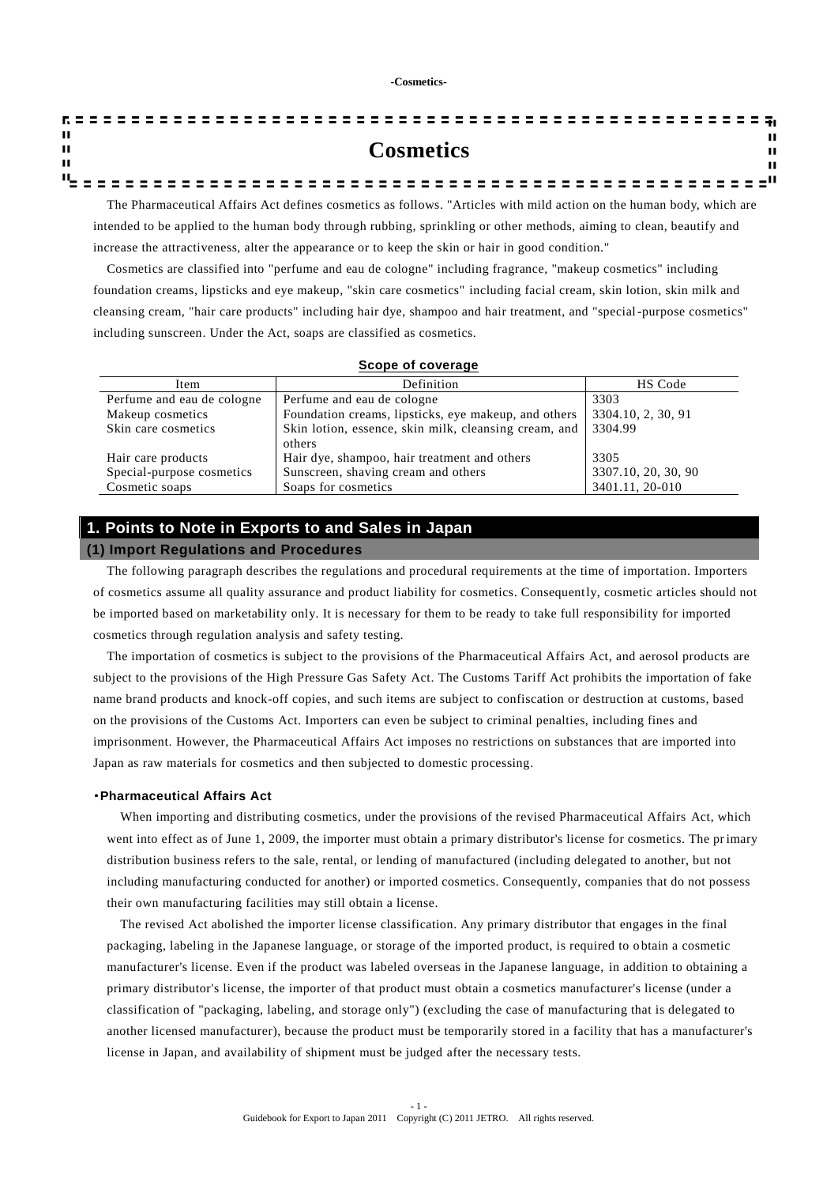# Cosmetics

The Pharmaceutical Affairs Act defines cosmetics as follows. "Articles with mild action on the human body, which are intended to be applied to the human body through rubbing, sprinkling or other methods, aiming to clean, beautify and increase the attractiveness, alter the appearance or to keep the skin or hair in good condition."

Cosmetics are classified into "perfume and eau de cologne" including fragrance, "makeup cosmetics" including foundation creams, lipsticks and eye makeup, "skin care cosmetics" including facial cream, skin lotion, skin milk and cleansing cream, "hair care products" including hair dye, shampoo and hair treatment, and "special-purpose cosmetics" including sunscreen. Under the Act, soaps are classified as cosmetics.

**Scope of coverage**

| Item | Definition | HS Code |
|---|---|---|
| Perfume and eau de cologne | Perfume and eau de cologne | 3303 |
| Makeup cosmetics | Foundation creams, lipsticks, eye makeup, and others | 3304.10, 2, 30, 91 |
| Skin care cosmetics | Skin lotion, essence, skin milk, cleansing cream, and others | 3304.99 |
| Hair care products | Hair dye, shampoo, hair treatment and others | 3305 |
| Special-purpose cosmetics | Sunscreen, shaving cream and others | 3307.10, 20, 30, 90 |
| Cosmetic soaps | Soaps for cosmetics | 3401.11, 20-010 |

## 1. Points to Note in Exports to and Sales in Japan

### (1) Import Regulations and Procedures

The following paragraph describes the regulations and procedural requirements at the time of importation. Importers of cosmetics assume all quality assurance and product liability for cosmetics. Consequently, cosmetic articles should not be imported based on marketability only. It is necessary for them to be ready to take full responsibility for imported cosmetics through regulation analysis and safety testing.

The importation of cosmetics is subject to the provisions of the Pharmaceutical Affairs Act, and aerosol products are subject to the provisions of the High Pressure Gas Safety Act. The Customs Tariff Act prohibits the importation of fake name brand products and knock-off copies, and such items are subject to confiscation or destruction at customs, based on the provisions of the Customs Act. Importers can even be subject to criminal penalties, including fines and imprisonment. However, the Pharmaceutical Affairs Act imposes no restrictions on substances that are imported into Japan as raw materials for cosmetics and then subjected to domestic processing.

#### ・Pharmaceutical Affairs Act

When importing and distributing cosmetics, under the provisions of the revised Pharmaceutical Affairs Act, which went into effect as of June 1, 2009, the importer must obtain a primary distributor's license for cosmetics. The primary distribution business refers to the sale, rental, or lending of manufactured (including delegated to another, but not including manufacturing conducted for another) or imported cosmetics. Consequently, companies that do not possess their own manufacturing facilities may still obtain a license.

The revised Act abolished the importer license classification. Any primary distributor that engages in the final packaging, labeling in the Japanese language, or storage of the imported product, is required to obtain a cosmetic manufacturer's license. Even if the product was labeled overseas in the Japanese language, in addition to obtaining a primary distributor's license, the importer of that product must obtain a cosmetics manufacturer's license (under a classification of "packaging, labeling, and storage only") (excluding the case of manufacturing that is delegated to another licensed manufacturer), because the product must be temporarily stored in a facility that has a manufacturer's license in Japan, and availability of shipment must be judged after the necessary tests.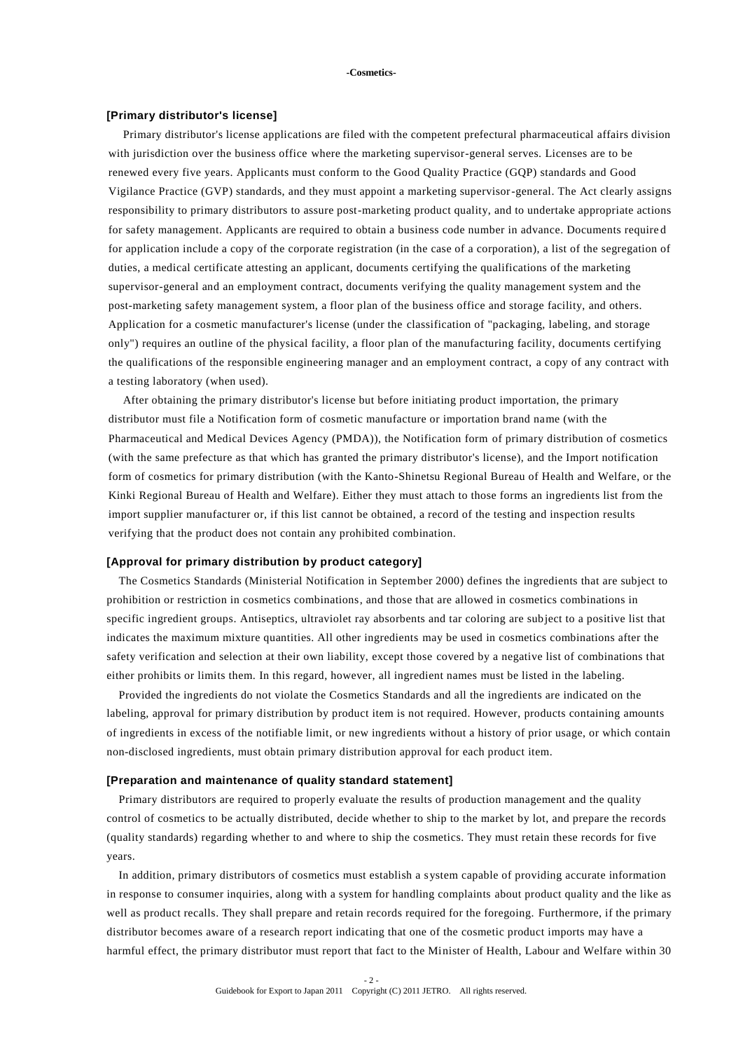**-Cosmetics-**

### [Primary distributor's license]

Primary distributor's license applications are filed with the competent prefectural pharmaceutical affairs division with jurisdiction over the business office where the marketing supervisor-general serves. Licenses are to be renewed every five years. Applicants must conform to the Good Quality Practice (GQP) standards and Good Vigilance Practice (GVP) standards, and they must appoint a marketing supervisor-general. The Act clearly assigns responsibility to primary distributors to assure post-marketing product quality, and to undertake appropriate actions for safety management. Applicants are required to obtain a business code number in advance. Documents required for application include a copy of the corporate registration (in the case of a corporation), a list of the segregation of duties, a medical certificate attesting an applicant, documents certifying the qualifications of the marketing supervisor-general and an employment contract, documents verifying the quality management system and the post-marketing safety management system, a floor plan of the business office and storage facility, and others. Application for a cosmetic manufacturer's license (under the classification of "packaging, labeling, and storage only") requires an outline of the physical facility, a floor plan of the manufacturing facility, documents certifying the qualifications of the responsible engineering manager and an employment contract, a copy of any contract with a testing laboratory (when used).

After obtaining the primary distributor's license but before initiating product importation, the primary distributor must file a Notification form of cosmetic manufacture or importation brand name (with the Pharmaceutical and Medical Devices Agency (PMDA)), the Notification form of primary distribution of cosmetics (with the same prefecture as that which has granted the primary distributor's license), and the Import notification form of cosmetics for primary distribution (with the Kanto-Shinetsu Regional Bureau of Health and Welfare, or the Kinki Regional Bureau of Health and Welfare). Either they must attach to those forms an ingredients list from the import supplier manufacturer or, if this list cannot be obtained, a record of the testing and inspection results verifying that the product does not contain any prohibited combination.

### [Approval for primary distribution by product category]

The Cosmetics Standards (Ministerial Notification in September 2000) defines the ingredients that are subject to prohibition or restriction in cosmetics combinations, and those that are allowed in cosmetics combinations in specific ingredient groups. Antiseptics, ultraviolet ray absorbents and tar coloring are subject to a positive list that indicates the maximum mixture quantities. All other ingredients may be used in cosmetics combinations after the safety verification and selection at their own liability, except those covered by a negative list of combinations that either prohibits or limits them. In this regard, however, all ingredient names must be listed in the labeling.

Provided the ingredients do not violate the Cosmetics Standards and all the ingredients are indicated on the labeling, approval for primary distribution by product item is not required. However, products containing amounts of ingredients in excess of the notifiable limit, or new ingredients without a history of prior usage, or which contain non-disclosed ingredients, must obtain primary distribution approval for each product item.

### [Preparation and maintenance of quality standard statement]

Primary distributors are required to properly evaluate the results of production management and the quality control of cosmetics to be actually distributed, decide whether to ship to the market by lot, and prepare the records (quality standards) regarding whether to and where to ship the cosmetics. They must retain these records for five years.

In addition, primary distributors of cosmetics must establish a system capable of providing accurate information in response to consumer inquiries, along with a system for handling complaints about product quality and the like as well as product recalls. They shall prepare and retain records required for the foregoing. Furthermore, if the primary distributor becomes aware of a research report indicating that one of the cosmetic product imports may have a harmful effect, the primary distributor must report that fact to the Minister of Health, Labour and Welfare within 30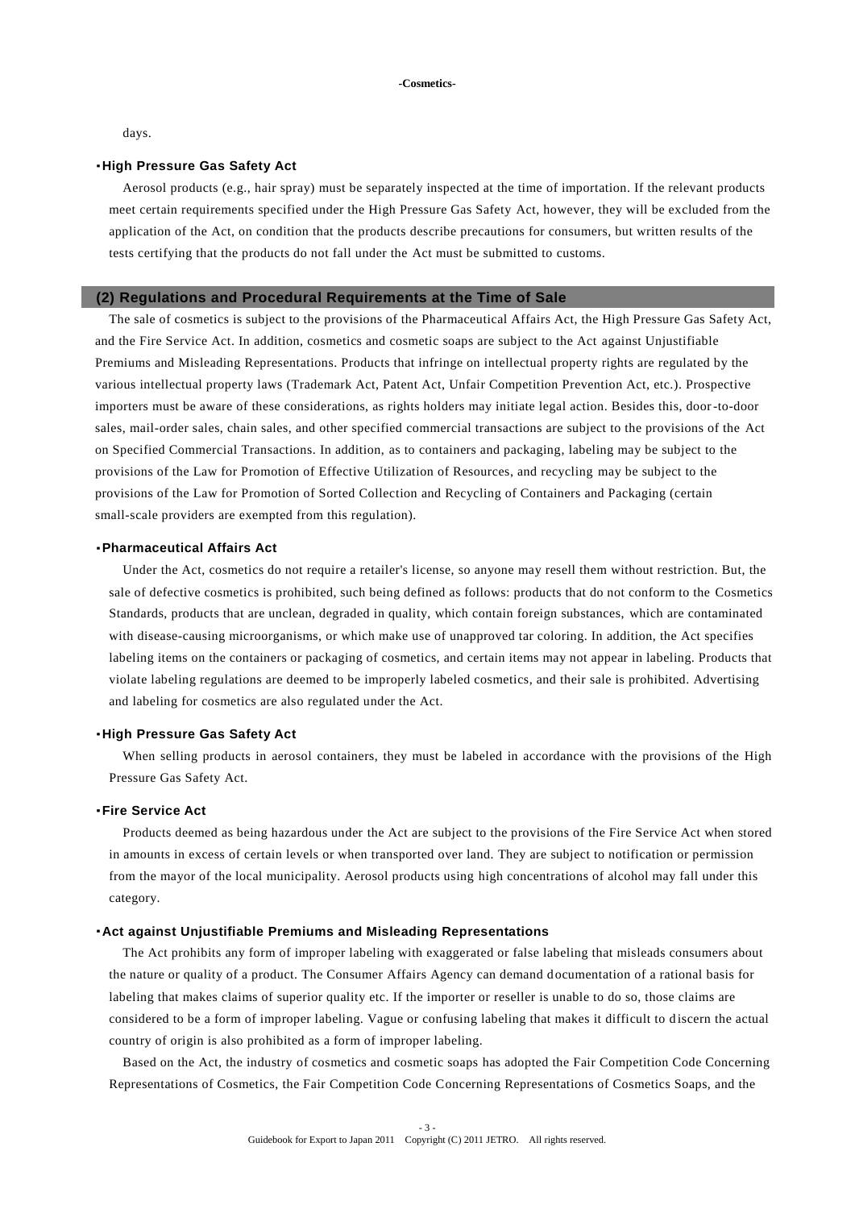days.

**・High Pressure Gas Safety Act**

Aerosol products (e.g., hair spray) must be separately inspected at the time of importation. If the relevant products meet certain requirements specified under the High Pressure Gas Safety Act, however, they will be excluded from the application of the Act, on condition that the products describe precautions for consumers, but written results of the tests certifying that the products do not fall under the Act must be submitted to customs.

### (2) Regulations and Procedural Requirements at the Time of Sale

The sale of cosmetics is subject to the provisions of the Pharmaceutical Affairs Act, the High Pressure Gas Safety Act, and the Fire Service Act. In addition, cosmetics and cosmetic soaps are subject to the Act against Unjustifiable Premiums and Misleading Representations. Products that infringe on intellectual property rights are regulated by the various intellectual property laws (Trademark Act, Patent Act, Unfair Competition Prevention Act, etc.). Prospective importers must be aware of these considerations, as rights holders may initiate legal action. Besides this, door-to-door sales, mail-order sales, chain sales, and other specified commercial transactions are subject to the provisions of the Act on Specified Commercial Transactions. In addition, as to containers and packaging, labeling may be subject to the provisions of the Law for Promotion of Effective Utilization of Resources, and recycling may be subject to the provisions of the Law for Promotion of Sorted Collection and Recycling of Containers and Packaging (certain small-scale providers are exempted from this regulation).

**・Pharmaceutical Affairs Act**

Under the Act, cosmetics do not require a retailer's license, so anyone may resell them without restriction. But, the sale of defective cosmetics is prohibited, such being defined as follows: products that do not conform to the Cosmetics Standards, products that are unclean, degraded in quality, which contain foreign substances, which are contaminated with disease-causing microorganisms, or which make use of unapproved tar coloring. In addition, the Act specifies labeling items on the containers or packaging of cosmetics, and certain items may not appear in labeling. Products that violate labeling regulations are deemed to be improperly labeled cosmetics, and their sale is prohibited. Advertising and labeling for cosmetics are also regulated under the Act.

**・High Pressure Gas Safety Act**

When selling products in aerosol containers, they must be labeled in accordance with the provisions of the High Pressure Gas Safety Act.

**・Fire Service Act**

Products deemed as being hazardous under the Act are subject to the provisions of the Fire Service Act when stored in amounts in excess of certain levels or when transported over land. They are subject to notification or permission from the mayor of the local municipality. Aerosol products using high concentrations of alcohol may fall under this category.

**・Act against Unjustifiable Premiums and Misleading Representations**

The Act prohibits any form of improper labeling with exaggerated or false labeling that misleads consumers about the nature or quality of a product. The Consumer Affairs Agency can demand documentation of a rational basis for labeling that makes claims of superior quality etc. If the importer or reseller is unable to do so, those claims are considered to be a form of improper labeling. Vague or confusing labeling that makes it difficult to discern the actual country of origin is also prohibited as a form of improper labeling.

Based on the Act, the industry of cosmetics and cosmetic soaps has adopted the Fair Competition Code Concerning Representations of Cosmetics, the Fair Competition Code Concerning Representations of Cosmetics Soaps, and the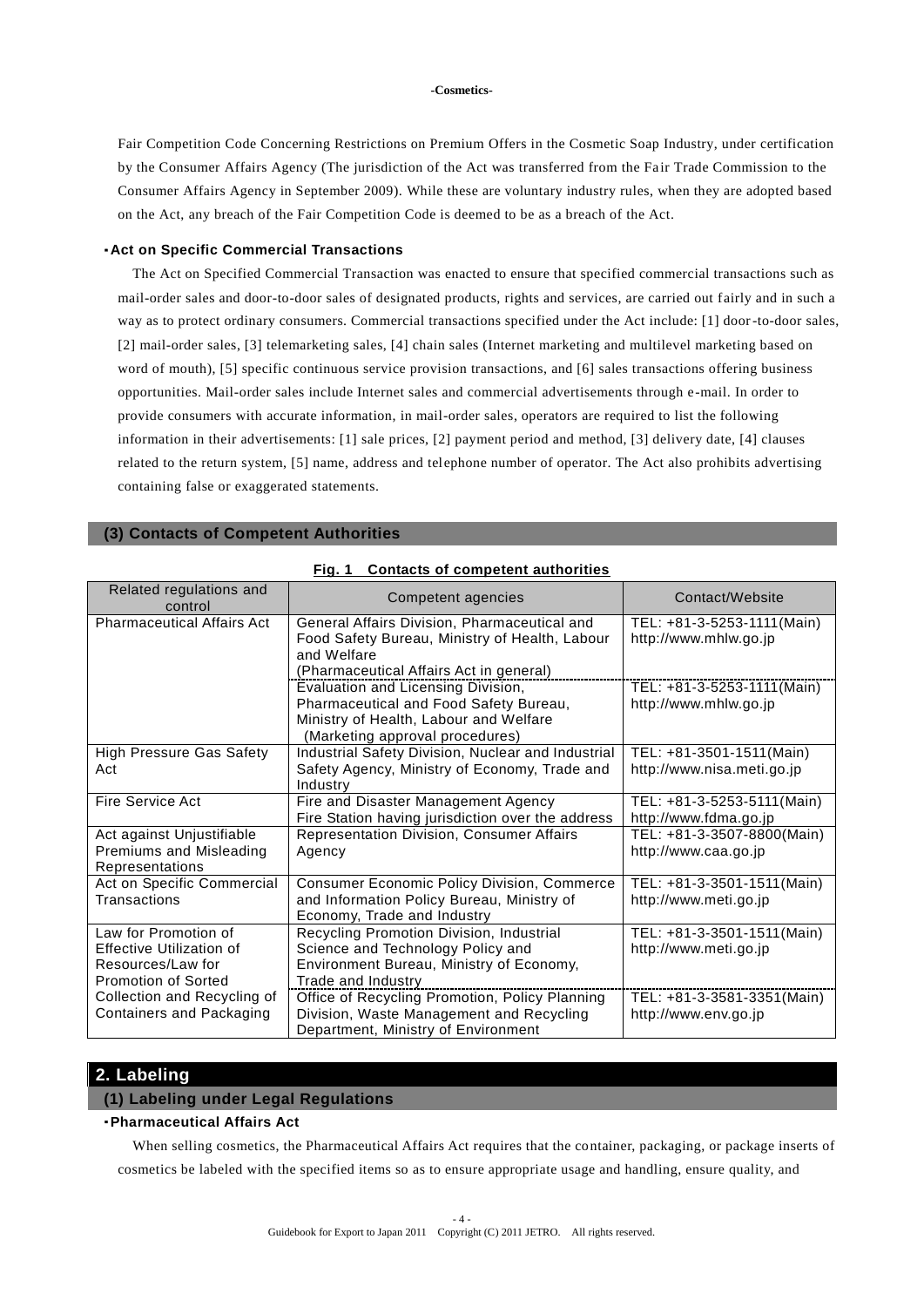Fair Competition Code Concerning Restrictions on Premium Offers in the Cosmetic Soap Industry, under certification by the Consumer Affairs Agency (The jurisdiction of the Act was transferred from the Fair Trade Commission to the Consumer Affairs Agency in September 2009). While these are voluntary industry rules, when they are adopted based on the Act, any breach of the Fair Competition Code is deemed to be as a breach of the Act.

**・Act on Specific Commercial Transactions**

The Act on Specified Commercial Transaction was enacted to ensure that specified commercial transactions such as mail-order sales and door-to-door sales of designated products, rights and services, are carried out fairly and in such a way as to protect ordinary consumers. Commercial transactions specified under the Act include: [1] door-to-door sales, [2] mail-order sales, [3] telemarketing sales, [4] chain sales (Internet marketing and multilevel marketing based on word of mouth), [5] specific continuous service provision transactions, and [6] sales transactions offering business opportunities. Mail-order sales include Internet sales and commercial advertisements through e-mail. In order to provide consumers with accurate information, in mail-order sales, operators are required to list the following information in their advertisements: [1] sale prices, [2] payment period and method, [3] delivery date, [4] clauses related to the return system, [5] name, address and telephone number of operator. The Act also prohibits advertising containing false or exaggerated statements.

### (3) Contacts of Competent Authorities

**Fig. 1 Contacts of competent authorities**

| Related regulations and control | Competent agencies | Contact/Website |
|---|---|---|
| Pharmaceutical Affairs Act | General Affairs Division, Pharmaceutical and Food Safety Bureau, Ministry of Health, Labour and Welfare (Pharmaceutical Affairs Act in general) | TEL: +81-3-5253-1111(Main) http://www.mhlw.go.jp |
| | Evaluation and Licensing Division, Pharmaceutical and Food Safety Bureau, Ministry of Health, Labour and Welfare (Marketing approval procedures) | TEL: +81-3-5253-1111(Main) http://www.mhlw.go.jp |
| High Pressure Gas Safety Act | Industrial Safety Division, Nuclear and Industrial Safety Agency, Ministry of Economy, Trade and Industry | TEL: +81-3501-1511(Main) http://www.nisa.meti.go.jp |
| Fire Service Act | Fire and Disaster Management Agency Fire Station having jurisdiction over the address | TEL: +81-3-5253-5111(Main) http://www.fdma.go.jp |
| Act against Unjustifiable Premiums and Misleading Representations | Representation Division, Consumer Affairs Agency | TEL: +81-3-3507-8800(Main) http://www.caa.go.jp |
| Act on Specific Commercial Transactions | Consumer Economic Policy Division, Commerce and Information Policy Bureau, Ministry of Economy, Trade and Industry | TEL: +81-3-3501-1511(Main) http://www.meti.go.jp |
| Law for Promotion of Effective Utilization of Resources/Law for Promotion of Sorted Collection and Recycling of Containers and Packaging | Recycling Promotion Division, Industrial Science and Technology Policy and Environment Bureau, Ministry of Economy, Trade and Industry | TEL: +81-3-3501-1511(Main) http://www.meti.go.jp |
| | Office of Recycling Promotion, Policy Planning Division, Waste Management and Recycling Department, Ministry of Environment | TEL: +81-3-3581-3351(Main) http://www.env.go.jp |

## 2. Labeling

### (1) Labeling under Legal Regulations

**・Pharmaceutical Affairs Act**

When selling cosmetics, the Pharmaceutical Affairs Act requires that the container, packaging, or package inserts of cosmetics be labeled with the specified items so as to ensure appropriate usage and handling, ensure quality, and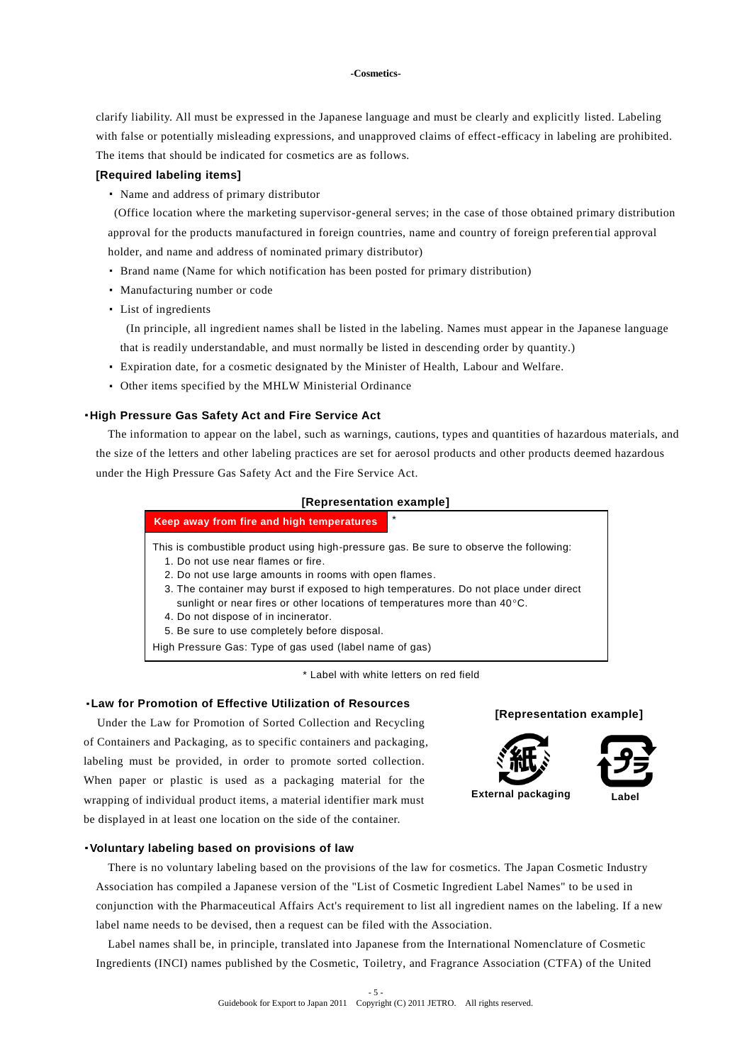clarify liability. All must be expressed in the Japanese language and must be clearly and explicitly listed. Labeling with false or potentially misleading expressions, and unapproved claims of effect-efficacy in labeling are prohibited. The items that should be indicated for cosmetics are as follows.

**[Required labeling items]**

- Name and address of primary distributor
  (Office location where the marketing supervisor-general serves; in the case of those obtained primary distribution approval for the products manufactured in foreign countries, name and country of foreign preferential approval holder, and name and address of nominated primary distributor)
- Brand name (Name for which notification has been posted for primary distribution)
- Manufacturing number or code
- List of ingredients
  (In principle, all ingredient names shall be listed in the labeling. Names must appear in the Japanese language that is readily understandable, and must normally be listed in descending order by quantity.)
- Expiration date, for a cosmetic designated by the Minister of Health, Labour and Welfare.
- Other items specified by the MHLW Ministerial Ordinance

### ･High Pressure Gas Safety Act and Fire Service Act

The information to appear on the label, such as warnings, cautions, types and quantities of hazardous materials, and the size of the letters and other labeling practices are set for aerosol products and other products deemed hazardous under the High Pressure Gas Safety Act and the Fire Service Act.

**[Representation example]**

**Keep away from fire and high temperatures** *

This is combustible product using high-pressure gas. Be sure to observe the following:

1. Do not use near flames or fire.
2. Do not use large amounts in rooms with open flames.
3. The container may burst if exposed to high temperatures. Do not place under direct sunlight or near fires or other locations of temperatures more than 40°C.
4. Do not dispose of in incinerator.
5. Be sure to use completely before disposal.

High Pressure Gas: Type of gas used (label name of gas)

\* Label with white letters on red field

### ･Law for Promotion of Effective Utilization of Resources

Under the Law for Promotion of Sorted Collection and Recycling of Containers and Packaging, as to specific containers and packaging, labeling must be provided, in order to promote sorted collection. When paper or plastic is used as a packaging material for the wrapping of individual product items, a material identifier mark must be displayed in at least one location on the side of the container.

**[Representation example]**

External packaging　　Label

### ･Voluntary labeling based on provisions of law

There is no voluntary labeling based on the provisions of the law for cosmetics. The Japan Cosmetic Industry Association has compiled a Japanese version of the "List of Cosmetic Ingredient Label Names" to be used in conjunction with the Pharmaceutical Affairs Act's requirement to list all ingredient names on the labeling. If a new label name needs to be devised, then a request can be filed with the Association.

Label names shall be, in principle, translated into Japanese from the International Nomenclature of Cosmetic Ingredients (INCI) names published by the Cosmetic, Toiletry, and Fragrance Association (CTFA) of the United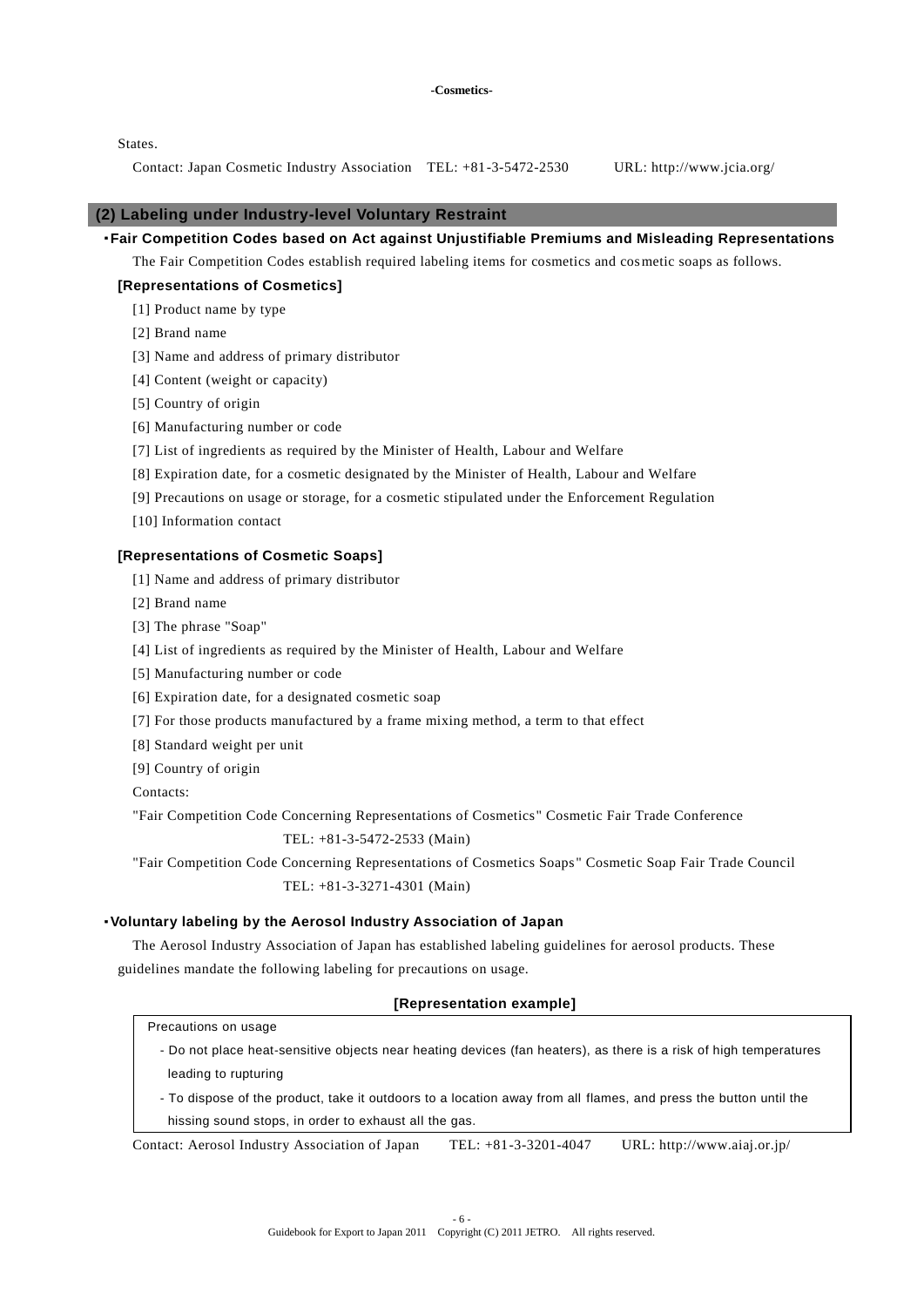States.

Contact: Japan Cosmetic Industry Association TEL: +81-3-5472-2530 URL: http://www.jcia.org/

## (2) Labeling under Industry-level Voluntary Restraint

### ・Fair Competition Codes based on Act against Unjustifiable Premiums and Misleading Representations

The Fair Competition Codes establish required labeling items for cosmetics and cosmetic soaps as follows.

**[Representations of Cosmetics]**

[1] Product name by type

[2] Brand name

[3] Name and address of primary distributor

[4] Content (weight or capacity)

[5] Country of origin

[6] Manufacturing number or code

[7] List of ingredients as required by the Minister of Health, Labour and Welfare

[8] Expiration date, for a cosmetic designated by the Minister of Health, Labour and Welfare

[9] Precautions on usage or storage, for a cosmetic stipulated under the Enforcement Regulation

[10] Information contact

**[Representations of Cosmetic Soaps]**

[1] Name and address of primary distributor

[2] Brand name

[3] The phrase "Soap"

[4] List of ingredients as required by the Minister of Health, Labour and Welfare

[5] Manufacturing number or code

[6] Expiration date, for a designated cosmetic soap

[7] For those products manufactured by a frame mixing method, a term to that effect

[8] Standard weight per unit

[9] Country of origin

Contacts:

"Fair Competition Code Concerning Representations of Cosmetics" Cosmetic Fair Trade Conference
TEL: +81-3-5472-2533 (Main)

"Fair Competition Code Concerning Representations of Cosmetics Soaps" Cosmetic Soap Fair Trade Council
TEL: +81-3-3271-4301 (Main)

### ・Voluntary labeling by the Aerosol Industry Association of Japan

The Aerosol Industry Association of Japan has established labeling guidelines for aerosol products. These guidelines mandate the following labeling for precautions on usage.

**[Representation example]**

Precautions on usage

- Do not place heat-sensitive objects near heating devices (fan heaters), as there is a risk of high temperatures leading to rupturing
- To dispose of the product, take it outdoors to a location away from all flames, and press the button until the hissing sound stops, in order to exhaust all the gas.

Contact: Aerosol Industry Association of Japan TEL: +81-3-3201-4047 URL: http://www.aiaj.or.jp/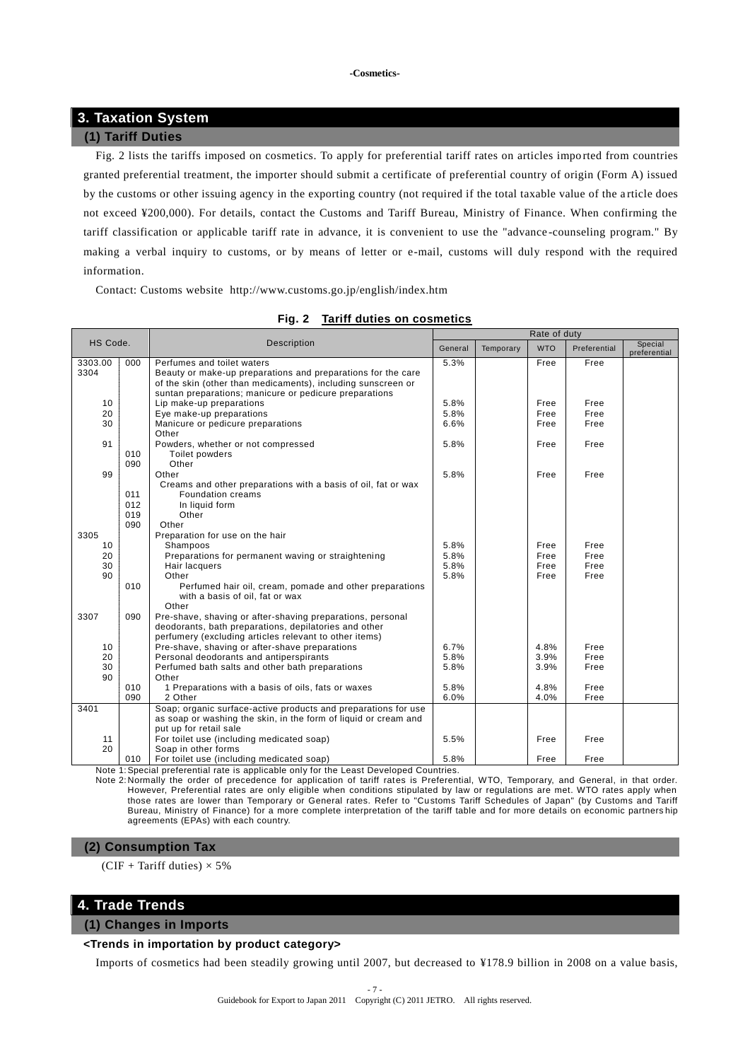## 3. Taxation System

### (1) Tariff Duties

Fig. 2 lists the tariffs imposed on cosmetics. To apply for preferential tariff rates on articles imported from countries granted preferential treatment, the importer should submit a certificate of preferential country of origin (Form A) issued by the customs or other issuing agency in the exporting country (not required if the total taxable value of the article does not exceed ¥200,000). For details, contact the Customs and Tariff Bureau, Ministry of Finance. When confirming the tariff classification or applicable tariff rate in advance, it is convenient to use the "advance-counseling program." By making a verbal inquiry to customs, or by means of letter or e-mail, customs will duly respond with the required information.

Contact: Customs website http://www.customs.go.jp/english/index.htm

**Fig. 2 Tariff duties on cosmetics**

| HS Code. | | Description | Rate of duty | | | | |
|---|---|---|---|---|---|---|---|
| | | | General | Temporary | WTO | Preferential | Special preferential |
| 3303.00 | 000 | Perfumes and toilet waters | 5.3% | | Free | Free | |
| 3304 | | Beauty or make-up preparations and preparations for the care of the skin (other than medicaments), including sunscreen or suntan preparations; manicure or pedicure preparations | | | | | |
| 10 | | Lip make-up preparations | 5.8% | | Free | Free | |
| 20 | | Eye make-up preparations | 5.8% | | Free | Free | |
| 30 | | Manicure or pedicure preparations | 6.6% | | Free | Free | |
| | | Other | | | | | |
| 91 | | Powders, whether or not compressed | 5.8% | | Free | Free | |
| | 010 | Toilet powders | | | | | |
| | 090 | Other | | | | | |
| 99 | | Other | 5.8% | | Free | Free | |
| | | Creams and other preparations with a basis of oil, fat or wax | | | | | |
| | 011 | Foundation creams | | | | | |
| | 012 | In liquid form | | | | | |
| | 019 | Other | | | | | |
| | 090 | Other | | | | | |
| 3305 | | Preparation for use on the hair | | | | | |
| 10 | | Shampoos | 5.8% | | Free | Free | |
| 20 | | Preparations for permanent waving or straightening | 5.8% | | Free | Free | |
| 30 | | Hair lacquers | 5.8% | | Free | Free | |
| 90 | | Other | 5.8% | | Free | Free | |
| | 010 | Perfumed hair oil, cream, pomade and other preparations with a basis of oil, fat or wax | | | | | |
| | | Other | | | | | |
| 3307 | 090 | Pre-shave, shaving or after-shaving preparations, personal deodorants, bath preparations, depilatories and other perfumery (excluding articles relevant to other items) | | | | | |
| 10 | | Pre-shave, shaving or after-shave preparations | 6.7% | | 4.8% | Free | |
| 20 | | Personal deodorants and antiperspirants | 5.8% | | 3.9% | Free | |
| 30 | | Perfumed bath salts and other bath preparations | 5.8% | | 3.9% | Free | |
| 90 | | Other | | | | | |
| | 010 | 1 Preparations with a basis of oils, fats or waxes | 5.8% | | 4.8% | Free | |
| | 090 | 2 Other | 6.0% | | 4.0% | Free | |
| 3401 | | Soap; organic surface-active products and preparations for use as soap or washing the skin, in the form of liquid or cream and put up for retail sale | | | | | |
| 11 | | For toilet use (including medicated soap) | 5.5% | | Free | Free | |
| 20 | | Soap in other forms | | | | | |
| | 010 | For toilet use (including medicated soap) | 5.8% | | Free | Free | |

Note 1: Special preferential rate is applicable only for the Least Developed Countries.

Note 2: Normally the order of precedence for application of tariff rates is Preferential, WTO, Temporary, and General, in that order. However, Preferential rates are only eligible when conditions stipulated by law or regulations are met. WTO rates apply when those rates are lower than Temporary or General rates. Refer to "Customs Tariff Schedules of Japan" (by Customs and Tariff Bureau, Ministry of Finance) for a more complete interpretation of the tariff table and for more details on economic partnership agreements (EPAs) with each country.

### (2) Consumption Tax

(CIF + Tariff duties) × 5%

## 4. Trade Trends

### (1) Changes in Imports

**<Trends in importation by product category>**

Imports of cosmetics had been steadily growing until 2007, but decreased to ¥178.9 billion in 2008 on a value basis,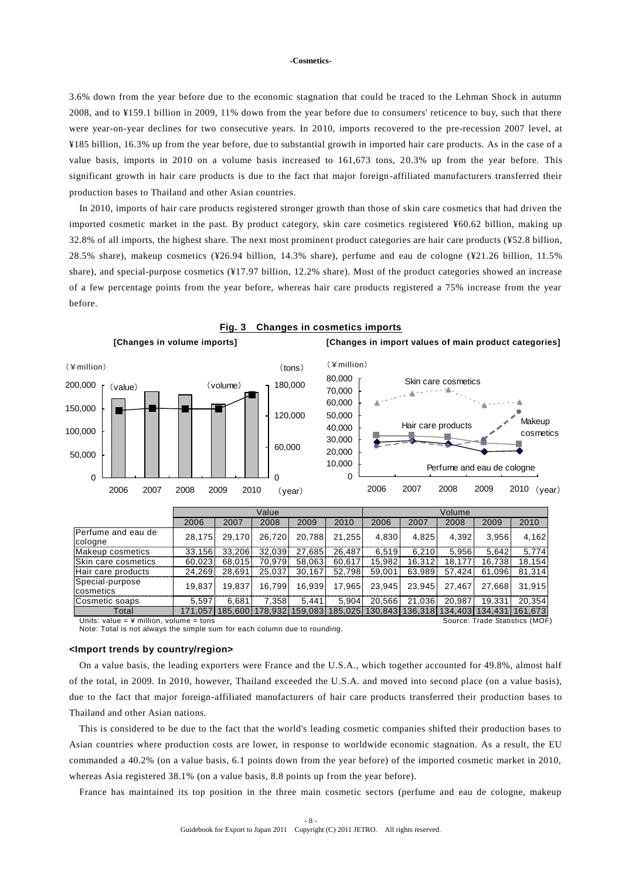3.6% down from the year before due to the economic stagnation that could be traced to the Lehman Shock in autumn 2008, and to ¥159.1 billion in 2009, 11% down from the year before due to consumers' reticence to buy, such that there were year-on-year declines for two consecutive years. In 2010, imports recovered to the pre-recession 2007 level, at ¥185 billion, 16.3% up from the year before, due to substantial growth in imported hair care products. As in the case of a value basis, imports in 2010 on a volume basis increased to 161,673 tons, 20.3% up from the year before. This significant growth in hair care products is due to the fact that major foreign-affiliated manufacturers transferred their production bases to Thailand and other Asian countries.

In 2010, imports of hair care products registered stronger growth than those of skin care cosmetics that had driven the imported cosmetic market in the past. By product category, skin care cosmetics registered ¥60.62 billion, making up 32.8% of all imports, the highest share. The next most prominent product categories are hair care products (¥52.8 billion, 28.5% share), makeup cosmetics (¥26.94 billion, 14.3% share), perfume and eau de cologne (¥21.26 billion, 11.5% share), and special-purpose cosmetics (¥17.97 billion, 12.2% share). Most of the product categories showed an increase of a few percentage points from the year before, whereas hair care products registered a 75% increase from the year before.

**Fig. 3 Changes in cosmetics imports**

**[Changes in volume imports]** **[Changes in import values of main product categories]**

| | Value | | | | | Volume | | | | |
|---|---|---|---|---|---|---|---|---|---|---|
| | 2006 | 2007 | 2008 | 2009 | 2010 | 2006 | 2007 | 2008 | 2009 | 2010 |
| Perfume and eau de cologne | 28,175 | 29,170 | 26,720 | 20,788 | 21,255 | 4,830 | 4,825 | 4,392 | 3,956 | 4,162 |
| Makeup cosmetics | 33,156 | 33,206 | 32,039 | 27,685 | 26,487 | 6,519 | 6,210 | 5,956 | 5,642 | 5,774 |
| Skin care cosmetics | 60,023 | 68,015 | 70,979 | 58,063 | 60,617 | 15,982 | 16,312 | 18,177 | 16,738 | 18,154 |
| Hair care products | 24,269 | 28,691 | 25,037 | 30,167 | 52,798 | 59,001 | 63,989 | 57,424 | 61,096 | 81,314 |
| Special-purpose cosmetics | 19,837 | 19,837 | 16,799 | 16,939 | 17,965 | 23,945 | 23,945 | 27,467 | 27,668 | 31,915 |
| Cosmetic soaps | 5,597 | 6,681 | 7,358 | 5,441 | 5,904 | 20,566 | 21,036 | 20,987 | 19,331 | 20,354 |
| Total | 171,057 | 185,600 | 178,932 | 159,083 | 185,025 | 130,843 | 136,318 | 134,403 | 134,431 | 161,673 |

Units: value = ¥ million, volume = tons Source: Trade Statistics (MOF)

Note: Total is not always the simple sum for each column due to rounding.

#### <Import trends by country/region>

On a value basis, the leading exporters were France and the U.S.A., which together accounted for 49.8%, almost half of the total, in 2009. In 2010, however, Thailand exceeded the U.S.A. and moved into second place (on a value basis), due to the fact that major foreign-affiliated manufacturers of hair care products transferred their production bases to Thailand and other Asian nations.

This is considered to be due to the fact that the world's leading cosmetic companies shifted their production bases to Asian countries where production costs are lower, in response to worldwide economic stagnation. As a result, the EU commanded a 40.2% (on a value basis, 6.1 points down from the year before) of the imported cosmetic market in 2010, whereas Asia registered 38.1% (on a value basis, 8.8 points up from the year before).

France has maintained its top position in the three main cosmetic sectors (perfume and eau de cologne, makeup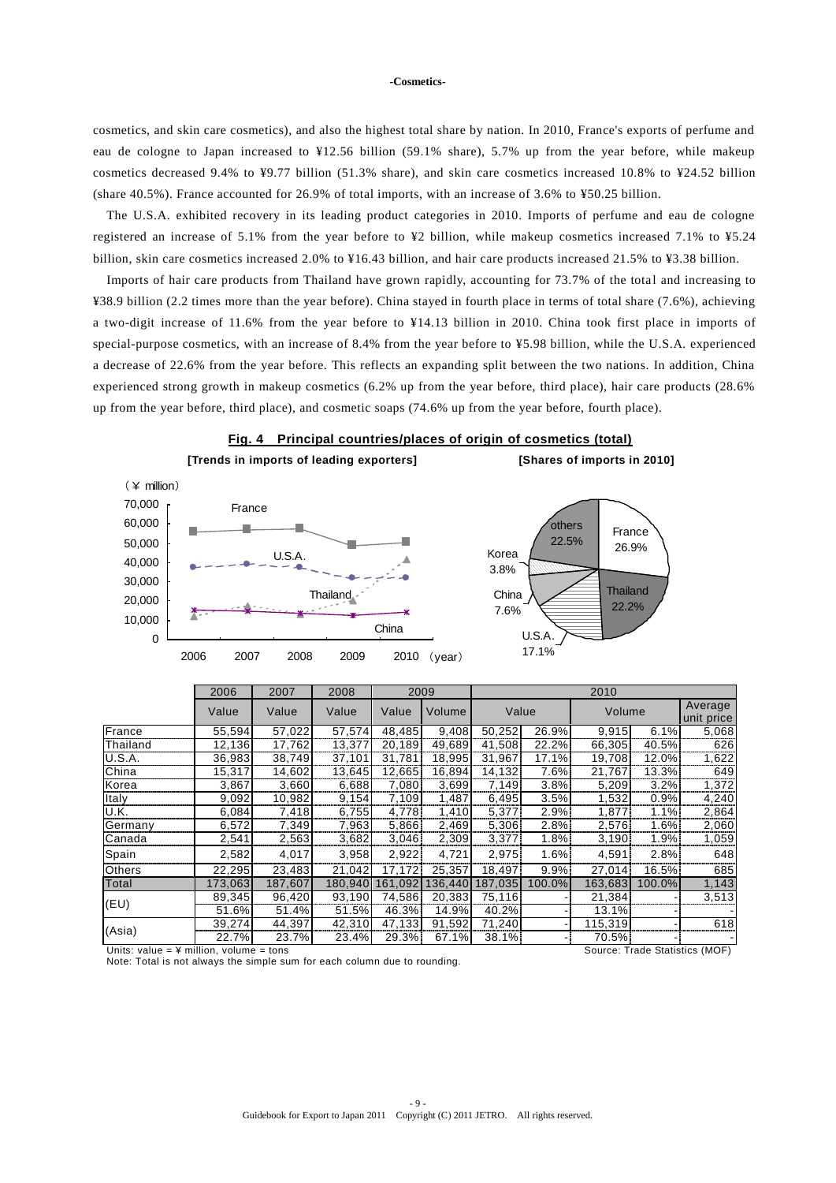cosmetics, and skin care cosmetics), and also the highest total share by nation. In 2010, France's exports of perfume and eau de cologne to Japan increased to ¥12.56 billion (59.1% share), 5.7% up from the year before, while makeup cosmetics decreased 9.4% to ¥9.77 billion (51.3% share), and skin care cosmetics increased 10.8% to ¥24.52 billion (share 40.5%). France accounted for 26.9% of total imports, with an increase of 3.6% to ¥50.25 billion.

The U.S.A. exhibited recovery in its leading product categories in 2010. Imports of perfume and eau de cologne registered an increase of 5.1% from the year before to ¥2 billion, while makeup cosmetics increased 7.1% to ¥5.24 billion, skin care cosmetics increased 2.0% to ¥16.43 billion, and hair care products increased 21.5% to ¥3.38 billion.

Imports of hair care products from Thailand have grown rapidly, accounting for 73.7% of the total and increasing to ¥38.9 billion (2.2 times more than the year before). China stayed in fourth place in terms of total share (7.6%), achieving a two-digit increase of 11.6% from the year before to ¥14.13 billion in 2010. China took first place in imports of special-purpose cosmetics, with an increase of 8.4% from the year before to ¥5.98 billion, while the U.S.A. experienced a decrease of 22.6% from the year before. This reflects an expanding split between the two nations. In addition, China experienced strong growth in makeup cosmetics (6.2% up from the year before, third place), hair care products (28.6% up from the year before, third place), and cosmetic soaps (74.6% up from the year before, fourth place).

**Fig. 4 Principal countries/places of origin of cosmetics (total)**

**[Trends in imports of leading exporters]** **[Shares of imports in 2010]**

| | 2006 | 2007 | 2008 | 2009 | | 2010 | | | | |
|---|---|---|---|---|---|---|---|---|---|---|
| | Value | Value | Value | Value | Volume | Value | | Volume | | Average unit price |
| France | 55,594 | 57,022 | 57,574 | 48,485 | 9,408 | 50,252 | 26.9% | 9,915 | 6.1% | 5,068 |
| Thailand | 12,136 | 17,762 | 13,377 | 20,189 | 49,689 | 41,508 | 22.2% | 66,305 | 40.5% | 626 |
| U.S.A. | 36,983 | 38,749 | 37,101 | 31,781 | 18,995 | 31,967 | 17.1% | 19,708 | 12.0% | 1,622 |
| China | 15,317 | 14,602 | 13,645 | 12,665 | 16,894 | 14,132 | 7.6% | 21,767 | 13.3% | 649 |
| Korea | 3,867 | 3,660 | 6,688 | 7,080 | 3,699 | 7,149 | 3.8% | 5,209 | 3.2% | 1,372 |
| Italy | 9,092 | 10,982 | 9,154 | 7,109 | 1,487 | 6,495 | 3.5% | 1,532 | 0.9% | 4,240 |
| U.K. | 6,084 | 7,418 | 6,755 | 4,778 | 1,410 | 5,377 | 2.9% | 1,877 | 1.1% | 2,864 |
| Germany | 6,572 | 7,349 | 7,963 | 5,866 | 2,469 | 5,306 | 2.8% | 2,576 | 1.6% | 2,060 |
| Canada | 2,541 | 2,563 | 3,682 | 3,046 | 2,309 | 3,377 | 1.8% | 3,190 | 1.9% | 1,059 |
| Spain | 2,582 | 4,017 | 3,958 | 2,922 | 4,721 | 2,975 | 1.6% | 4,591 | 2.8% | 648 |
| Others | 22,295 | 23,483 | 21,042 | 17,172 | 25,357 | 18,497 | 9.9% | 27,014 | 16.5% | 685 |
| Total | 173,063 | 187,607 | 180,940 | 161,092 | 136,440 | 187,035 | 100.0% | 163,683 | 100.0% | 1,143 |
| (EU) | 89,345 | 96,420 | 93,190 | 74,586 | 20,383 | 75,116 | - | 21,384 | - | 3,513 |
| | 51.6% | 51.4% | 51.5% | 46.3% | 14.9% | 40.2% | - | 13.1% | - | - |
| (Asia) | 39,274 | 44,397 | 42,310 | 47,133 | 91,592 | 71,240 | - | 115,319 | - | 618 |
| | 22.7% | 23.7% | 23.4% | 29.3% | 67.1% | 38.1% | - | 70.5% | - | - |

Units: value = ¥ million, volume = tons

Source: Trade Statistics (MOF)

Note: Total is not always the simple sum for each column due to rounding.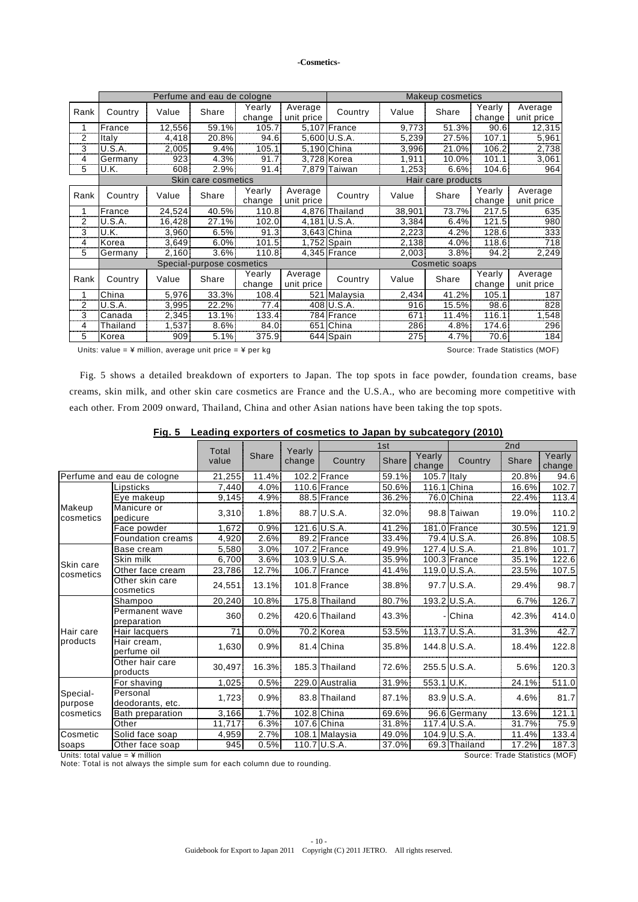**-Cosmetics-**

| Rank | Perfume and eau de cologne | | | | | Makeup cosmetics | | | | |
|---|---|---|---|---|---|---|---|---|---|---|
| | Country | Value | Share | Yearly change | Average unit price | Country | Value | Share | Yearly change | Average unit price |
| 1 | France | 12,556 | 59.1% | 105.7 | 5,107 | France | 9,773 | 51.3% | 90.6 | 12,315 |
| 2 | Italy | 4,418 | 20.8% | 94.6 | 5,600 | U.S.A. | 5,239 | 27.5% | 107.1 | 5,961 |
| 3 | U.S.A. | 2,005 | 9.4% | 105.1 | 5,190 | China | 3,996 | 21.0% | 106.2 | 2,738 |
| 4 | Germany | 923 | 4.3% | 91.7 | 3,728 | Korea | 1,911 | 10.0% | 101.1 | 3,061 |
| 5 | U.K. | 608 | 2.9% | 91.4 | 7,879 | Taiwan | 1,253 | 6.6% | 104.6 | 964 |
| Rank | Skin care cosmetics | | | | | Hair care products | | | | |
| | Country | Value | Share | Yearly change | Average unit price | Country | Value | Share | Yearly change | Average unit price |
| 1 | France | 24,524 | 40.5% | 110.8 | 4,876 | Thailand | 38,901 | 73.7% | 217.5 | 635 |
| 2 | U.S.A. | 16,428 | 27.1% | 102.0 | 4,181 | U.S.A. | 3,384 | 6.4% | 121.5 | 980 |
| 3 | U.K. | 3,960 | 6.5% | 91.3 | 3,643 | China | 2,223 | 4.2% | 128.6 | 333 |
| 4 | Korea | 3,649 | 6.0% | 101.5 | 1,752 | Spain | 2,138 | 4.0% | 118.6 | 718 |
| 5 | Germany | 2,160 | 3.6% | 110.8 | 4,345 | France | 2,003 | 3.8% | 94.2 | 2,249 |
| Rank | Special-purpose cosmetics | | | | | Cosmetic soaps | | | | |
| | Country | Value | Share | Yearly change | Average unit price | Country | Value | Share | Yearly change | Average unit price |
| 1 | China | 5,976 | 33.3% | 108.4 | 521 | Malaysia | 2,434 | 41.2% | 105.1 | 187 |
| 2 | U.S.A. | 3,995 | 22.2% | 77.4 | 408 | U.S.A. | 916 | 15.5% | 98.6 | 828 |
| 3 | Canada | 2,345 | 13.1% | 133.4 | 784 | France | 671 | 11.4% | 116.1 | 1,548 |
| 4 | Thailand | 1,537 | 8.6% | 84.0 | 651 | China | 286 | 4.8% | 174.6 | 296 |
| 5 | Korea | 909 | 5.1% | 375.9 | 644 | Spain | 275 | 4.7% | 70.6 | 184 |

Units: value = ¥ million, average unit price = ¥ per kg

Source: Trade Statistics (MOF)

Fig. 5 shows a detailed breakdown of exporters to Japan. The top spots in face powder, foundation creams, base creams, skin milk, and other skin care cosmetics are France and the U.S.A., who are becoming more competitive with each other. From 2009 onward, Thailand, China and other Asian nations have been taking the top spots.

**Fig. 5 Leading exporters of cosmetics to Japan by subcategory (2010)**

| | | Total value | Share | Yearly change | 1st | | | 2nd | | |
|---|---|---|---|---|---|---|---|---|---|---|
| | | | | | Country | Share | Yearly change | Country | Share | Yearly change |
| Perfume and eau de cologne | | 21,255 | 11.4% | 102.2 | France | 59.1% | 105.7 | Italy | 20.8% | 94.6 |
| Makeup cosmetics | Lipsticks | 7,440 | 4.0% | 110.6 | France | 50.6% | 116.1 | China | 16.6% | 102.7 |
| | Eye makeup | 9,145 | 4.9% | 88.5 | France | 36.2% | 76.0 | China | 22.4% | 113.4 |
| | Manicure or pedicure | 3,310 | 1.8% | 88.7 | U.S.A. | 32.0% | 98.8 | Taiwan | 19.0% | 110.2 |
| | Face powder | 1,672 | 0.9% | 121.6 | U.S.A. | 41.2% | 181.0 | France | 30.5% | 121.9 |
| | Foundation creams | 4,920 | 2.6% | 89.2 | France | 33.4% | 79.4 | U.S.A. | 26.8% | 108.5 |
| Skin care cosmetics | Base cream | 5,580 | 3.0% | 107.2 | France | 49.9% | 127.4 | U.S.A. | 21.8% | 101.7 |
| | Skin milk | 6,700 | 3.6% | 103.9 | U.S.A. | 35.9% | 100.3 | France | 35.1% | 122.6 |
| | Other face cream | 23,786 | 12.7% | 106.7 | France | 41.4% | 119.0 | U.S.A. | 23.5% | 107.5 |
| | Other skin care cosmetics | 24,551 | 13.1% | 101.8 | France | 38.8% | 97.7 | U.S.A. | 29.4% | 98.7 |
| Hair care products | Shampoo | 20,240 | 10.8% | 175.8 | Thailand | 80.7% | 193.2 | U.S.A. | 6.7% | 126.7 |
| | Permanent wave preparation | 360 | 0.2% | 420.6 | Thailand | 43.3% | - | China | 42.3% | 414.0 |
| | Hair lacquers | 71 | 0.0% | 70.2 | Korea | 53.5% | 113.7 | U.S.A. | 31.3% | 42.7 |
| | Hair cream, perfume oil | 1,630 | 0.9% | 81.4 | China | 35.8% | 144.8 | U.S.A. | 18.4% | 122.8 |
| | Other hair care products | 30,497 | 16.3% | 185.3 | Thailand | 72.6% | 255.5 | U.S.A. | 5.6% | 120.3 |
| Special-purpose cosmetics | For shaving | 1,025 | 0.5% | 229.0 | Australia | 31.9% | 553.1 | U.K. | 24.1% | 511.0 |
| | Personal deodorants, etc. | 1,723 | 0.9% | 83.8 | Thailand | 87.1% | 83.9 | U.S.A. | 4.6% | 81.7 |
| | Bath preparation | 3,166 | 1.7% | 102.8 | China | 69.6% | 96.6 | Germany | 13.6% | 121.1 |
| | Other | 11,717 | 6.3% | 107.6 | China | 31.8% | 117.4 | U.S.A. | 31.7% | 75.9 |
| Cosmetic soaps | Solid face soap | 4,959 | 2.7% | 108.1 | Malaysia | 49.0% | 104.9 | U.S.A. | 11.4% | 133.4 |
| | Other face soap | 945 | 0.5% | 110.7 | U.S.A. | 37.0% | 69.3 | Thailand | 17.2% | 187.3 |

Units: total value = ¥ million

Note: Total is not always the simple sum for each column due to rounding.

Source: Trade Statistics (MOF)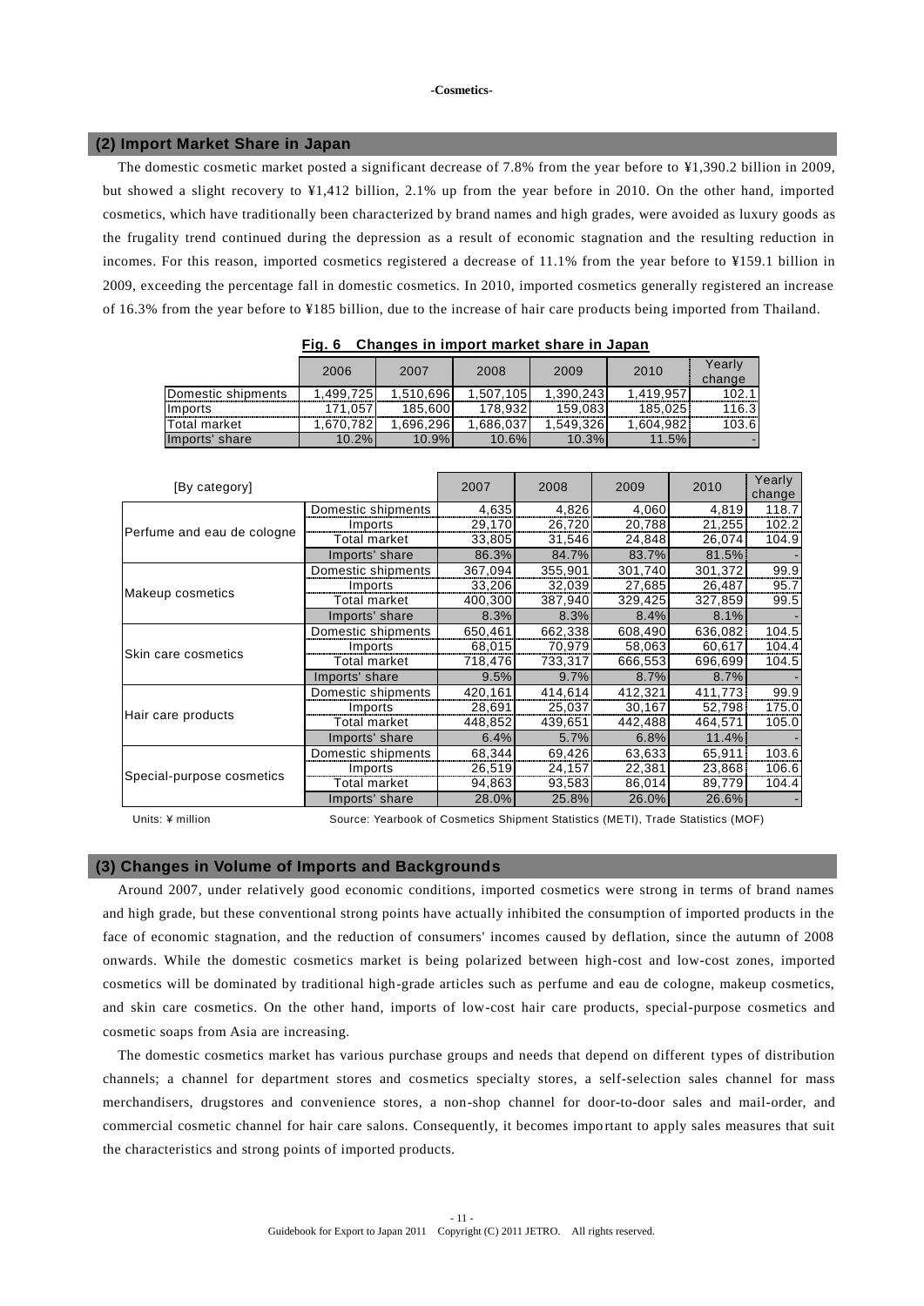## (2) Import Market Share in Japan

The domestic cosmetic market posted a significant decrease of 7.8% from the year before to ¥1,390.2 billion in 2009, but showed a slight recovery to ¥1,412 billion, 2.1% up from the year before in 2010. On the other hand, imported cosmetics, which have traditionally been characterized by brand names and high grades, were avoided as luxury goods as the frugality trend continued during the depression as a result of economic stagnation and the resulting reduction in incomes. For this reason, imported cosmetics registered a decrease of 11.1% from the year before to ¥159.1 billion in 2009, exceeding the percentage fall in domestic cosmetics. In 2010, imported cosmetics generally registered an increase of 16.3% from the year before to ¥185 billion, due to the increase of hair care products being imported from Thailand.

**Fig. 6 Changes in import market share in Japan**

| | 2006 | 2007 | 2008 | 2009 | 2010 | Yearly change |
|---|---|---|---|---|---|---|
| Domestic shipments | 1,499,725 | 1,510,696 | 1,507,105 | 1,390,243 | 1,419,957 | 102.1 |
| Imports | 171,057 | 185,600 | 178,932 | 159,083 | 185,025 | 116.3 |
| Total market | 1,670,782 | 1,696,296 | 1,686,037 | 1,549,326 | 1,604,982 | 103.6 |
| Imports' share | 10.2% | 10.9% | 10.6% | 10.3% | 11.5% | - |

| [By category] | | 2007 | 2008 | 2009 | 2010 | Yearly change |
|---|---|---|---|---|---|---|
| Perfume and eau de cologne | Domestic shipments | 4,635 | 4,826 | 4,060 | 4,819 | 118.7 |
| | Imports | 29,170 | 26,720 | 20,788 | 21,255 | 102.2 |
| | Total market | 33,805 | 31,546 | 24,848 | 26,074 | 104.9 |
| | Imports' share | 86.3% | 84.7% | 83.7% | 81.5% | - |
| Makeup cosmetics | Domestic shipments | 367,094 | 355,901 | 301,740 | 301,372 | 99.9 |
| | Imports | 33,206 | 32,039 | 27,685 | 26,487 | 95.7 |
| | Total market | 400,300 | 387,940 | 329,425 | 327,859 | 99.5 |
| | Imports' share | 8.3% | 8.3% | 8.4% | 8.1% | - |
| Skin care cosmetics | Domestic shipments | 650,461 | 662,338 | 608,490 | 636,082 | 104.5 |
| | Imports | 68,015 | 70,979 | 58,063 | 60,617 | 104.4 |
| | Total market | 718,476 | 733,317 | 666,553 | 696,699 | 104.5 |
| | Imports' share | 9.5% | 9.7% | 8.7% | 8.7% | - |
| Hair care products | Domestic shipments | 420,161 | 414,614 | 412,321 | 411,773 | 99.9 |
| | Imports | 28,691 | 25,037 | 30,167 | 52,798 | 175.0 |
| | Total market | 448,852 | 439,651 | 442,488 | 464,571 | 105.0 |
| | Imports' share | 6.4% | 5.7% | 6.8% | 11.4% | - |
| Special-purpose cosmetics | Domestic shipments | 68,344 | 69,426 | 63,633 | 65,911 | 103.6 |
| | Imports | 26,519 | 24,157 | 22,381 | 23,868 | 106.6 |
| | Total market | 94,863 | 93,583 | 86,014 | 89,779 | 104.4 |
| | Imports' share | 28.0% | 25.8% | 26.0% | 26.6% | - |

Units: ¥ million　　Source: Yearbook of Cosmetics Shipment Statistics (METI), Trade Statistics (MOF)

## (3) Changes in Volume of Imports and Backgrounds

Around 2007, under relatively good economic conditions, imported cosmetics were strong in terms of brand names and high grade, but these conventional strong points have actually inhibited the consumption of imported products in the face of economic stagnation, and the reduction of consumers' incomes caused by deflation, since the autumn of 2008 onwards. While the domestic cosmetics market is being polarized between high-cost and low-cost zones, imported cosmetics will be dominated by traditional high-grade articles such as perfume and eau de cologne, makeup cosmetics, and skin care cosmetics. On the other hand, imports of low-cost hair care products, special-purpose cosmetics and cosmetic soaps from Asia are increasing.

The domestic cosmetics market has various purchase groups and needs that depend on different types of distribution channels; a channel for department stores and cosmetics specialty stores, a self-selection sales channel for mass merchandisers, drugstores and convenience stores, a non-shop channel for door-to-door sales and mail-order, and commercial cosmetic channel for hair care salons. Consequently, it becomes important to apply sales measures that suit the characteristics and strong points of imported products.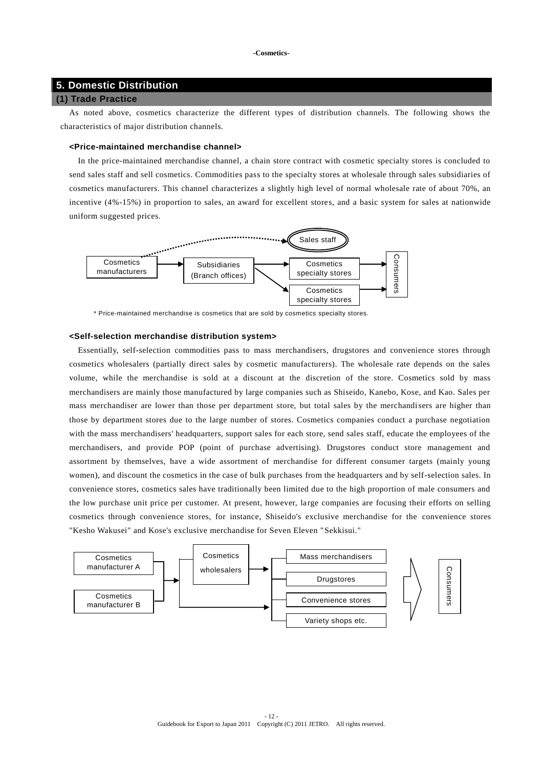## 5. Domestic Distribution

### (1) Trade Practice

As noted above, cosmetics characterize the different types of distribution channels. The following shows the characteristics of major distribution channels.

**<Price-maintained merchandise channel>**

In the price-maintained merchandise channel, a chain store contract with cosmetic specialty stores is concluded to send sales staff and sell cosmetics. Commodities pass to the specialty stores at wholesale through sales subsidiaries of cosmetics manufacturers. This channel characterizes a slightly high level of normal wholesale rate of about 70%, an incentive (4%-15%) in proportion to sales, an award for excellent stores, and a basic system for sales at nationwide uniform suggested prices.

Sales staff

Cosmetics manufacturers → Subsidiaries (Branch offices) → Cosmetics specialty stores / Cosmetics specialty stores → Consumers

\* Price-maintained merchandise is cosmetics that are sold by cosmetics specialty stores.

**<Self-selection merchandise distribution system>**

Essentially, self-selection commodities pass to mass merchandisers, drugstores and convenience stores through cosmetics wholesalers (partially direct sales by cosmetic manufacturers). The wholesale rate depends on the sales volume, while the merchandise is sold at a discount at the discretion of the store. Cosmetics sold by mass merchandisers are mainly those manufactured by large companies such as Shiseido, Kanebo, Kose, and Kao. Sales per mass merchandiser are lower than those per department store, but total sales by the merchandisers are higher than those by department stores due to the large number of stores. Cosmetics companies conduct a purchase negotiation with the mass merchandisers' headquarters, support sales for each store, send sales staff, educate the employees of the merchandisers, and provide POP (point of purchase advertising). Drugstores conduct store management and assortment by themselves, have a wide assortment of merchandise for different consumer targets (mainly young women), and discount the cosmetics in the case of bulk purchases from the headquarters and by self-selection sales. In convenience stores, cosmetics sales have traditionally been limited due to the high proportion of male consumers and the low purchase unit price per customer. At present, however, large companies are focusing their efforts on selling cosmetics through convenience stores, for instance, Shiseido's exclusive merchandise for the convenience stores "Kesho Wakusei" and Kose's exclusive merchandise for Seven Eleven "Sekkisui."

Cosmetics manufacturer A / Cosmetics manufacturer B → Cosmetics wholesalers → Mass merchandisers / Drugstores / Convenience stores / Variety shops etc. → Consumers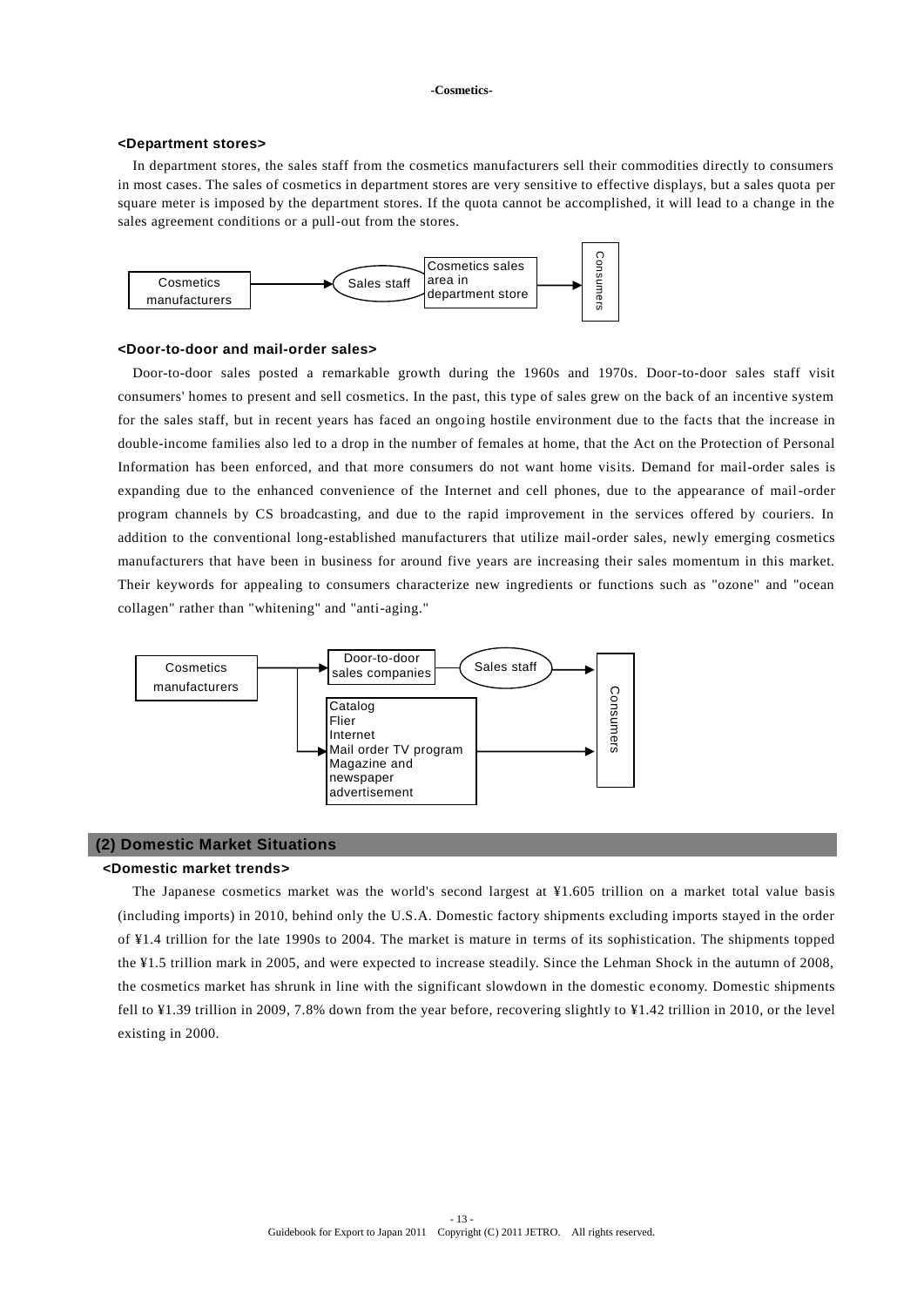### <Department stores>

In department stores, the sales staff from the cosmetics manufacturers sell their commodities directly to consumers in most cases. The sales of cosmetics in department stores are very sensitive to effective displays, but a sales quota per square meter is imposed by the department stores. If the quota cannot be accomplished, it will lead to a change in the sales agreement conditions or a pull-out from the stores.

Cosmetics manufacturers → Sales staff | Cosmetics sales area in department store → Consumers

### <Door-to-door and mail-order sales>

Door-to-door sales posted a remarkable growth during the 1960s and 1970s. Door-to-door sales staff visit consumers' homes to present and sell cosmetics. In the past, this type of sales grew on the back of an incentive system for the sales staff, but in recent years has faced an ongoing hostile environment due to the facts that the increase in double-income families also led to a drop in the number of females at home, that the Act on the Protection of Personal Information has been enforced, and that more consumers do not want home visits. Demand for mail-order sales is expanding due to the enhanced convenience of the Internet and cell phones, due to the appearance of mail-order program channels by CS broadcasting, and due to the rapid improvement in the services offered by couriers. In addition to the conventional long-established manufacturers that utilize mail-order sales, newly emerging cosmetics manufacturers that have been in business for around five years are increasing their sales momentum in this market. Their keywords for appealing to consumers characterize new ingredients or functions such as "ozone" and "ocean collagen" rather than "whitening" and "anti-aging."

Cosmetics manufacturers → Door-to-door sales companies — Sales staff → Consumers

Cosmetics manufacturers → Catalog / Flier / Internet / Mail order TV program / Magazine and newspaper advertisement → Consumers

## (2) Domestic Market Situations

### <Domestic market trends>

The Japanese cosmetics market was the world's second largest at ¥1.605 trillion on a market total value basis (including imports) in 2010, behind only the U.S.A. Domestic factory shipments excluding imports stayed in the order of ¥1.4 trillion for the late 1990s to 2004. The market is mature in terms of its sophistication. The shipments topped the ¥1.5 trillion mark in 2005, and were expected to increase steadily. Since the Lehman Shock in the autumn of 2008, the cosmetics market has shrunk in line with the significant slowdown in the domestic economy. Domestic shipments fell to ¥1.39 trillion in 2009, 7.8% down from the year before, recovering slightly to ¥1.42 trillion in 2010, or the level existing in 2000.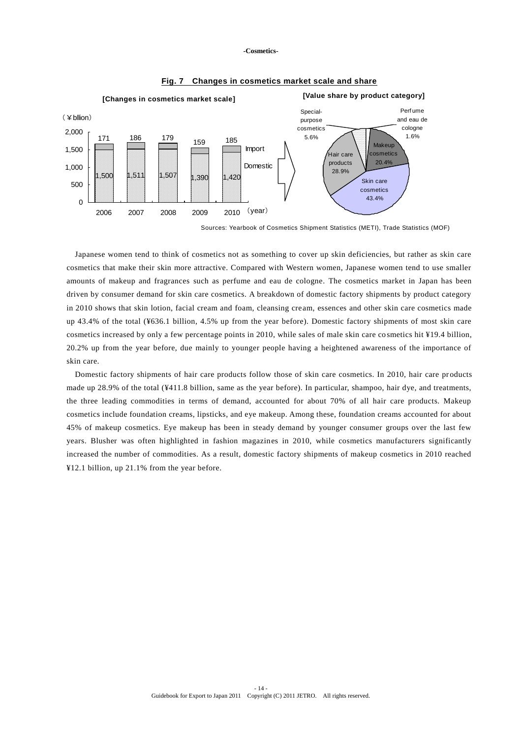**Fig. 7 Changes in cosmetics market scale and share**

**[Changes in cosmetics market scale]**

(¥ billion)

| Year | Domestic | Import |
|---|---|---|
| 2006 | 1,500 | 171 |
| 2007 | 1,511 | 186 |
| 2008 | 1,507 | 179 |
| 2009 | 1,390 | 159 |
| 2010 | 1,420 | 185 |

**[Value share by product category]**

| Category | Share |
|---|---|
| Skin care cosmetics | 43.4% |
| Hair care products | 28.9% |
| Makeup cosmetics | 20.4% |
| Special-purpose cosmetics | 5.6% |
| Perfume and eau de cologne | 1.6% |

Sources: Yearbook of Cosmetics Shipment Statistics (METI), Trade Statistics (MOF)

Japanese women tend to think of cosmetics not as something to cover up skin deficiencies, but rather as skin care cosmetics that make their skin more attractive. Compared with Western women, Japanese women tend to use smaller amounts of makeup and fragrances such as perfume and eau de cologne. The cosmetics market in Japan has been driven by consumer demand for skin care cosmetics. A breakdown of domestic factory shipments by product category in 2010 shows that skin lotion, facial cream and foam, cleansing cream, essences and other skin care cosmetics made up 43.4% of the total (¥636.1 billion, 4.5% up from the year before). Domestic factory shipments of most skin care cosmetics increased by only a few percentage points in 2010, while sales of male skin care cosmetics hit ¥19.4 billion, 20.2% up from the year before, due mainly to younger people having a heightened awareness of the importance of skin care.

Domestic factory shipments of hair care products follow those of skin care cosmetics. In 2010, hair care products made up 28.9% of the total (¥411.8 billion, same as the year before). In particular, shampoo, hair dye, and treatments, the three leading commodities in terms of demand, accounted for about 70% of all hair care products. Makeup cosmetics include foundation creams, lipsticks, and eye makeup. Among these, foundation creams accounted for about 45% of makeup cosmetics. Eye makeup has been in steady demand by younger consumer groups over the last few years. Blusher was often highlighted in fashion magazines in 2010, while cosmetics manufacturers significantly increased the number of commodities. As a result, domestic factory shipments of makeup cosmetics in 2010 reached ¥12.1 billion, up 21.1% from the year before.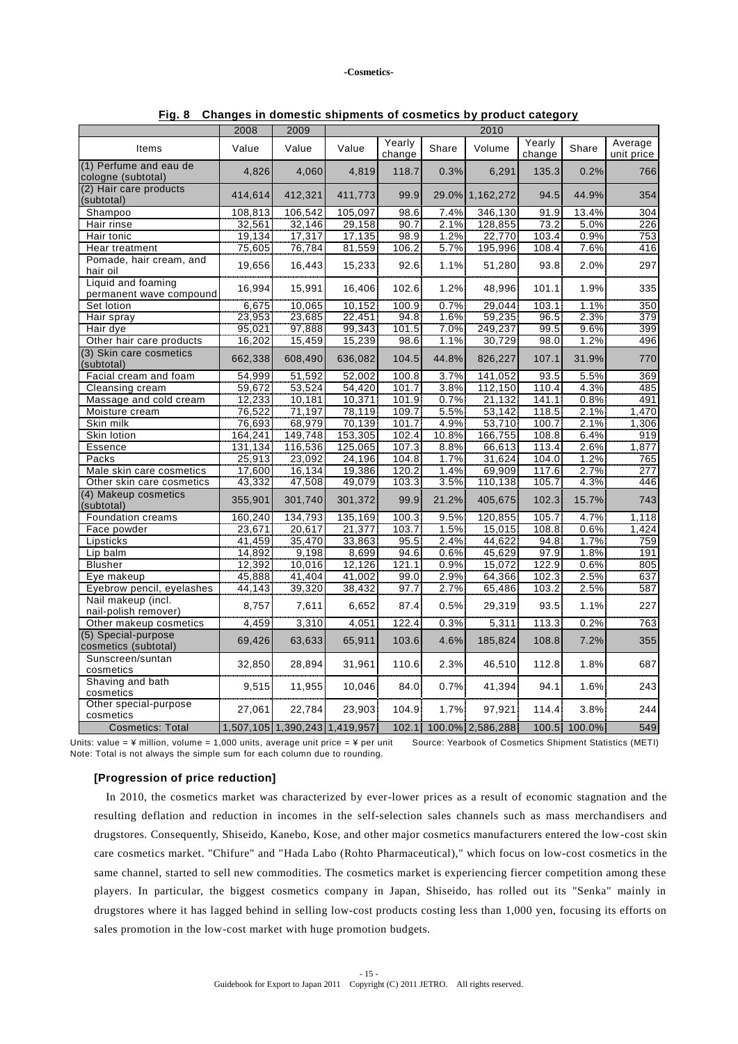**-Cosmetics-**

**Fig. 8 Changes in domestic shipments of cosmetics by product category**

| | 2008 | 2009 | 2010 | | | | | | |
|---|---|---|---|---|---|---|---|---|---|
| Items | Value | Value | Value | Yearly change | Share | Volume | Yearly change | Share | Average unit price |
| (1) Perfume and eau de cologne (subtotal) | 4,826 | 4,060 | 4,819 | 118.7 | 0.3% | 6,291 | 135.3 | 0.2% | 766 |
| (2) Hair care products (subtotal) | 414,614 | 412,321 | 411,773 | 99.9 | 29.0% | 1,162,272 | 94.5 | 44.9% | 354 |
| Shampoo | 108,813 | 106,542 | 105,097 | 98.6 | 7.4% | 346,130 | 91.9 | 13.4% | 304 |
| Hair rinse | 32,561 | 32,146 | 29,158 | 90.7 | 2.1% | 128,855 | 73.2 | 5.0% | 226 |
| Hair tonic | 19,134 | 17,317 | 17,135 | 98.9 | 1.2% | 22,770 | 103.4 | 0.9% | 753 |
| Hear treatment | 75,605 | 76,784 | 81,559 | 106.2 | 5.7% | 195,996 | 108.4 | 7.6% | 416 |
| Pomade, hair cream, and hair oil | 19,656 | 16,443 | 15,233 | 92.6 | 1.1% | 51,280 | 93.8 | 2.0% | 297 |
| Liquid and foaming permanent wave compound | 16,994 | 15,991 | 16,406 | 102.6 | 1.2% | 48,996 | 101.1 | 1.9% | 335 |
| Set lotion | 6,675 | 10,065 | 10,152 | 100.9 | 0.7% | 29,044 | 103.1 | 1.1% | 350 |
| Hair spray | 23,953 | 23,685 | 22,451 | 94.8 | 1.6% | 59,235 | 96.5 | 2.3% | 379 |
| Hair dye | 95,021 | 97,888 | 99,343 | 101.5 | 7.0% | 249,237 | 99.5 | 9.6% | 399 |
| Other hair care products | 16,202 | 15,459 | 15,239 | 98.6 | 1.1% | 30,729 | 98.0 | 1.2% | 496 |
| (3) Skin care cosmetics (subtotal) | 662,338 | 608,490 | 636,082 | 104.5 | 44.8% | 826,227 | 107.1 | 31.9% | 770 |
| Facial cream and foam | 54,999 | 51,592 | 52,002 | 100.8 | 3.7% | 141,052 | 93.5 | 5.5% | 369 |
| Cleansing cream | 59,672 | 53,524 | 54,420 | 101.7 | 3.8% | 112,150 | 110.4 | 4.3% | 485 |
| Massage and cold cream | 12,233 | 10,181 | 10,371 | 101.9 | 0.7% | 21,132 | 141.1 | 0.8% | 491 |
| Moisture cream | 76,522 | 71,197 | 78,119 | 109.7 | 5.5% | 53,142 | 118.5 | 2.1% | 1,470 |
| Skin milk | 76,693 | 68,979 | 70,139 | 101.7 | 4.9% | 53,710 | 100.7 | 2.1% | 1,306 |
| Skin lotion | 164,241 | 149,748 | 153,305 | 102.4 | 10.8% | 166,755 | 108.8 | 6.4% | 919 |
| Essence | 131,134 | 116,536 | 125,065 | 107.3 | 8.8% | 66,613 | 113.4 | 2.6% | 1,877 |
| Packs | 25,913 | 23,092 | 24,196 | 104.8 | 1.7% | 31,624 | 104.0 | 1.2% | 765 |
| Male skin care cosmetics | 17,600 | 16,134 | 19,386 | 120.2 | 1.4% | 69,909 | 117.6 | 2.7% | 277 |
| Other skin care cosmetics | 43,332 | 47,508 | 49,079 | 103.3 | 3.5% | 110,138 | 105.7 | 4.3% | 446 |
| (4) Makeup cosmetics (subtotal) | 355,901 | 301,740 | 301,372 | 99.9 | 21.2% | 405,675 | 102.3 | 15.7% | 743 |
| Foundation creams | 160,240 | 134,793 | 135,169 | 100.3 | 9.5% | 120,855 | 105.7 | 4.7% | 1,118 |
| Face powder | 23,671 | 20,617 | 21,377 | 103.7 | 1.5% | 15,015 | 108.8 | 0.6% | 1,424 |
| Lipsticks | 41,459 | 35,470 | 33,863 | 95.5 | 2.4% | 44,622 | 94.8 | 1.7% | 759 |
| Lip balm | 14,892 | 9,198 | 8,699 | 94.6 | 0.6% | 45,629 | 97.9 | 1.8% | 191 |
| Blusher | 12,392 | 10,016 | 12,126 | 121.1 | 0.9% | 15,072 | 122.9 | 0.6% | 805 |
| Eye makeup | 45,888 | 41,404 | 41,002 | 99.0 | 2.9% | 64,366 | 102.3 | 2.5% | 637 |
| Eyebrow pencil, eyelashes | 44,143 | 39,320 | 38,432 | 97.7 | 2.7% | 65,486 | 103.2 | 2.5% | 587 |
| Nail makeup (incl. nail-polish remover) | 8,757 | 7,611 | 6,652 | 87.4 | 0.5% | 29,319 | 93.5 | 1.1% | 227 |
| Other makeup cosmetics | 4,459 | 3,310 | 4,051 | 122.4 | 0.3% | 5,311 | 113.3 | 0.2% | 763 |
| (5) Special-purpose cosmetics (subtotal) | 69,426 | 63,633 | 65,911 | 103.6 | 4.6% | 185,824 | 108.8 | 7.2% | 355 |
| Sunscreen/suntan cosmetics | 32,850 | 28,894 | 31,961 | 110.6 | 2.3% | 46,510 | 112.8 | 1.8% | 687 |
| Shaving and bath cosmetics | 9,515 | 11,955 | 10,046 | 84.0 | 0.7% | 41,394 | 94.1 | 1.6% | 243 |
| Other special-purpose cosmetics | 27,061 | 22,784 | 23,903 | 104.9 | 1.7% | 97,921 | 114.4 | 3.8% | 244 |
| Cosmetics: Total | 1,507,105 | 1,390,243 | 1,419,957 | 102.1 | 100.0% | 2,586,288 | 100.5 | 100.0% | 549 |

Units: value = ¥ million, volume = 1,000 units, average unit price = ¥ per unit　　Source: Yearbook of Cosmetics Shipment Statistics (METI)
Note: Total is not always the simple sum for each column due to rounding.

### [Progression of price reduction]

In 2010, the cosmetics market was characterized by ever-lower prices as a result of economic stagnation and the resulting deflation and reduction in incomes in the self-selection sales channels such as mass merchandisers and drugstores. Consequently, Shiseido, Kanebo, Kose, and other major cosmetics manufacturers entered the low-cost skin care cosmetics market. "Chifure" and "Hada Labo (Rohto Pharmaceutical)," which focus on low-cost cosmetics in the same channel, started to sell new commodities. The cosmetics market is experiencing fiercer competition among these players. In particular, the biggest cosmetics company in Japan, Shiseido, has rolled out its "Senka" mainly in drugstores where it has lagged behind in selling low-cost products costing less than 1,000 yen, focusing its efforts on sales promotion in the low-cost market with huge promotion budgets.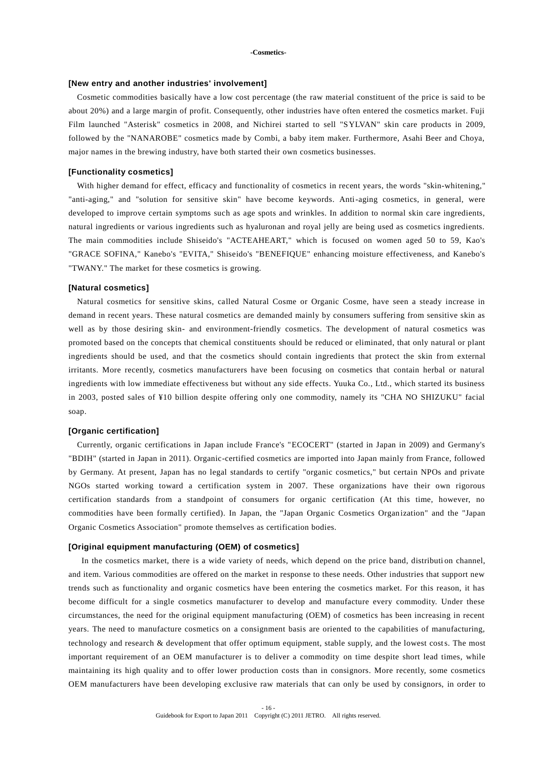-Cosmetics-

## [New entry and another industries' involvement]

Cosmetic commodities basically have a low cost percentage (the raw material constituent of the price is said to be about 20%) and a large margin of profit. Consequently, other industries have often entered the cosmetics market. Fuji Film launched "Asterisk" cosmetics in 2008, and Nichirei started to sell "SYLVAN" skin care products in 2009, followed by the "NANAROBE" cosmetics made by Combi, a baby item maker. Furthermore, Asahi Beer and Choya, major names in the brewing industry, have both started their own cosmetics businesses.

## [Functionality cosmetics]

With higher demand for effect, efficacy and functionality of cosmetics in recent years, the words "skin-whitening," "anti-aging," and "solution for sensitive skin" have become keywords. Anti-aging cosmetics, in general, were developed to improve certain symptoms such as age spots and wrinkles. In addition to normal skin care ingredients, natural ingredients or various ingredients such as hyaluronan and royal jelly are being used as cosmetics ingredients. The main commodities include Shiseido's "ACTEAHEART," which is focused on women aged 50 to 59, Kao's "GRACE SOFINA," Kanebo's "EVITA," Shiseido's "BENEFIQUE" enhancing moisture effectiveness, and Kanebo's "TWANY." The market for these cosmetics is growing.

## [Natural cosmetics]

Natural cosmetics for sensitive skins, called Natural Cosme or Organic Cosme, have seen a steady increase in demand in recent years. These natural cosmetics are demanded mainly by consumers suffering from sensitive skin as well as by those desiring skin- and environment-friendly cosmetics. The development of natural cosmetics was promoted based on the concepts that chemical constituents should be reduced or eliminated, that only natural or plant ingredients should be used, and that the cosmetics should contain ingredients that protect the skin from external irritants. More recently, cosmetics manufacturers have been focusing on cosmetics that contain herbal or natural ingredients with low immediate effectiveness but without any side effects. Yuuka Co., Ltd., which started its business in 2003, posted sales of ¥10 billion despite offering only one commodity, namely its "CHA NO SHIZUKU" facial soap.

## [Organic certification]

Currently, organic certifications in Japan include France's "ECOCERT" (started in Japan in 2009) and Germany's "BDIH" (started in Japan in 2011). Organic-certified cosmetics are imported into Japan mainly from France, followed by Germany. At present, Japan has no legal standards to certify "organic cosmetics," but certain NPOs and private NGOs started working toward a certification system in 2007. These organizations have their own rigorous certification standards from a standpoint of consumers for organic certification (At this time, however, no commodities have been formally certified). In Japan, the "Japan Organic Cosmetics Organization" and the "Japan Organic Cosmetics Association" promote themselves as certification bodies.

## [Original equipment manufacturing (OEM) of cosmetics]

In the cosmetics market, there is a wide variety of needs, which depend on the price band, distribution channel, and item. Various commodities are offered on the market in response to these needs. Other industries that support new trends such as functionality and organic cosmetics have been entering the cosmetics market. For this reason, it has become difficult for a single cosmetics manufacturer to develop and manufacture every commodity. Under these circumstances, the need for the original equipment manufacturing (OEM) of cosmetics has been increasing in recent years. The need to manufacture cosmetics on a consignment basis are oriented to the capabilities of manufacturing, technology and research & development that offer optimum equipment, stable supply, and the lowest costs. The most important requirement of an OEM manufacturer is to deliver a commodity on time despite short lead times, while maintaining its high quality and to offer lower production costs than in consignors. More recently, some cosmetics OEM manufacturers have been developing exclusive raw materials that can only be used by consignors, in order to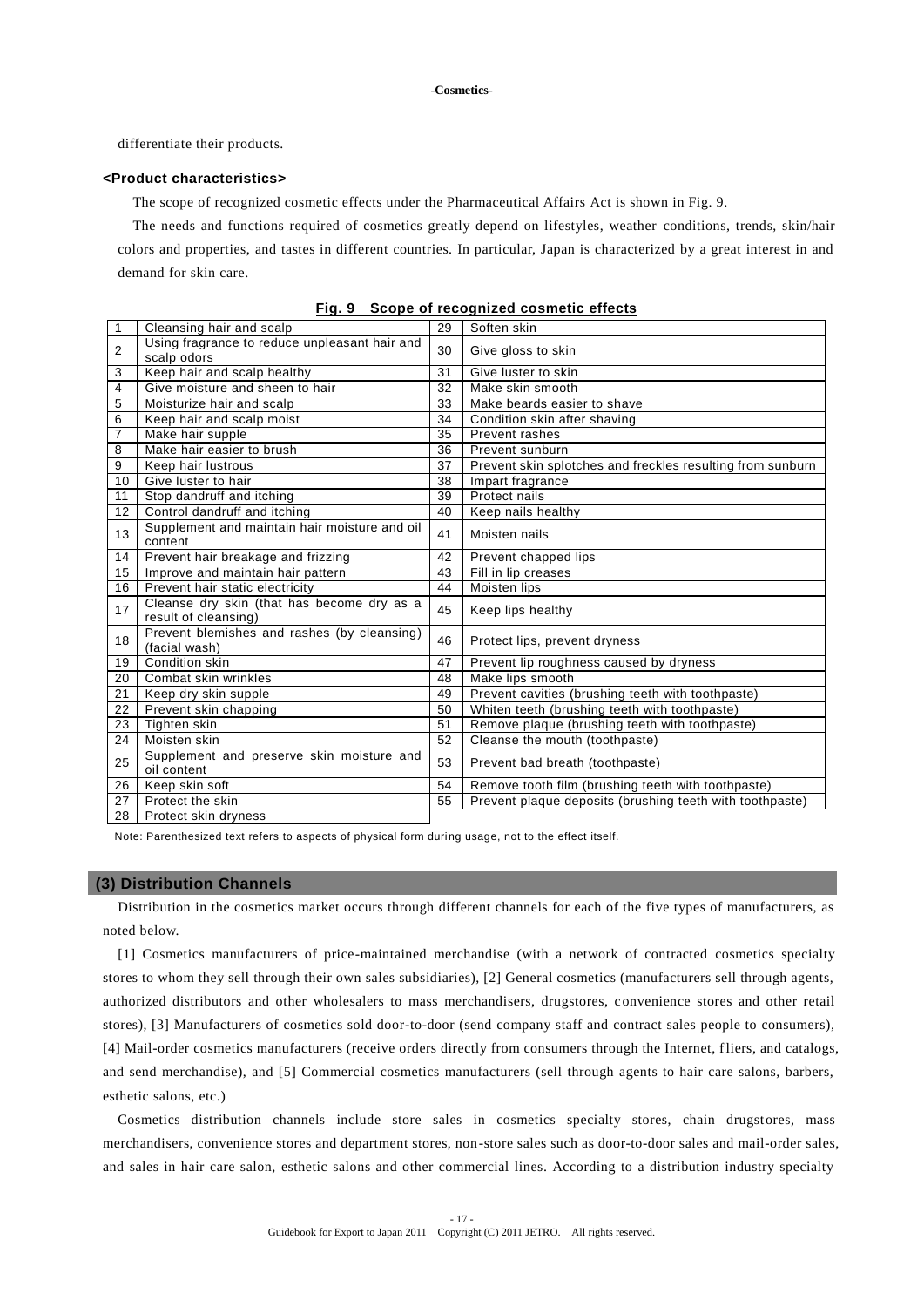differentiate their products.

**<Product characteristics>**

The scope of recognized cosmetic effects under the Pharmaceutical Affairs Act is shown in Fig. 9.

The needs and functions required of cosmetics greatly depend on lifestyles, weather conditions, trends, skin/hair colors and properties, and tastes in different countries. In particular, Japan is characterized by a great interest in and demand for skin care.

**Fig. 9 Scope of recognized cosmetic effects**

| | | | |
|---|---|---|---|
| 1 | Cleansing hair and scalp | 29 | Soften skin |
| 2 | Using fragrance to reduce unpleasant hair and scalp odors | 30 | Give gloss to skin |
| 3 | Keep hair and scalp healthy | 31 | Give luster to skin |
| 4 | Give moisture and sheen to hair | 32 | Make skin smooth |
| 5 | Moisturize hair and scalp | 33 | Make beards easier to shave |
| 6 | Keep hair and scalp moist | 34 | Condition skin after shaving |
| 7 | Make hair supple | 35 | Prevent rashes |
| 8 | Make hair easier to brush | 36 | Prevent sunburn |
| 9 | Keep hair lustrous | 37 | Prevent skin splotches and freckles resulting from sunburn |
| 10 | Give luster to hair | 38 | Impart fragrance |
| 11 | Stop dandruff and itching | 39 | Protect nails |
| 12 | Control dandruff and itching | 40 | Keep nails healthy |
| 13 | Supplement and maintain hair moisture and oil content | 41 | Moisten nails |
| 14 | Prevent hair breakage and frizzing | 42 | Prevent chapped lips |
| 15 | Improve and maintain hair pattern | 43 | Fill in lip creases |
| 16 | Prevent hair static electricity | 44 | Moisten lips |
| 17 | Cleanse dry skin (that has become dry as a result of cleansing) | 45 | Keep lips healthy |
| 18 | Prevent blemishes and rashes (by cleansing) (facial wash) | 46 | Protect lips, prevent dryness |
| 19 | Condition skin | 47 | Prevent lip roughness caused by dryness |
| 20 | Combat skin wrinkles | 48 | Make lips smooth |
| 21 | Keep dry skin supple | 49 | Prevent cavities (brushing teeth with toothpaste) |
| 22 | Prevent skin chapping | 50 | Whiten teeth (brushing teeth with toothpaste) |
| 23 | Tighten skin | 51 | Remove plaque (brushing teeth with toothpaste) |
| 24 | Moisten skin | 52 | Cleanse the mouth (toothpaste) |
| 25 | Supplement and preserve skin moisture and oil content | 53 | Prevent bad breath (toothpaste) |
| 26 | Keep skin soft | 54 | Remove tooth film (brushing teeth with toothpaste) |
| 27 | Protect the skin | 55 | Prevent plaque deposits (brushing teeth with toothpaste) |
| 28 | Protect skin dryness | | |

Note: Parenthesized text refers to aspects of physical form during usage, not to the effect itself.

## (3) Distribution Channels

Distribution in the cosmetics market occurs through different channels for each of the five types of manufacturers, as noted below.

[1] Cosmetics manufacturers of price-maintained merchandise (with a network of contracted cosmetics specialty stores to whom they sell through their own sales subsidiaries), [2] General cosmetics (manufacturers sell through agents, authorized distributors and other wholesalers to mass merchandisers, drugstores, convenience stores and other retail stores), [3] Manufacturers of cosmetics sold door-to-door (send company staff and contract sales people to consumers), [4] Mail-order cosmetics manufacturers (receive orders directly from consumers through the Internet, fliers, and catalogs, and send merchandise), and [5] Commercial cosmetics manufacturers (sell through agents to hair care salons, barbers, esthetic salons, etc.)

Cosmetics distribution channels include store sales in cosmetics specialty stores, chain drugstores, mass merchandisers, convenience stores and department stores, non-store sales such as door-to-door sales and mail-order sales, and sales in hair care salon, esthetic salons and other commercial lines. According to a distribution industry specialty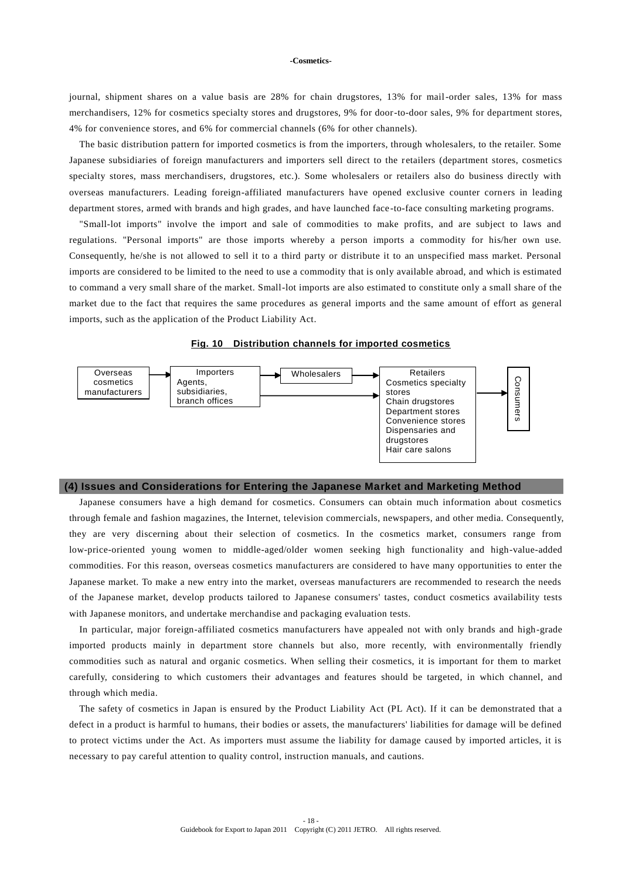journal, shipment shares on a value basis are 28% for chain drugstores, 13% for mail-order sales, 13% for mass merchandisers, 12% for cosmetics specialty stores and drugstores, 9% for door-to-door sales, 9% for department stores, 4% for convenience stores, and 6% for commercial channels (6% for other channels).

The basic distribution pattern for imported cosmetics is from the importers, through wholesalers, to the retailer. Some Japanese subsidiaries of foreign manufacturers and importers sell direct to the retailers (department stores, cosmetics specialty stores, mass merchandisers, drugstores, etc.). Some wholesalers or retailers also do business directly with overseas manufacturers. Leading foreign-affiliated manufacturers have opened exclusive counter corners in leading department stores, armed with brands and high grades, and have launched face-to-face consulting marketing programs.

"Small-lot imports" involve the import and sale of commodities to make profits, and are subject to laws and regulations. "Personal imports" are those imports whereby a person imports a commodity for his/her own use. Consequently, he/she is not allowed to sell it to a third party or distribute it to an unspecified mass market. Personal imports are considered to be limited to the need to use a commodity that is only available abroad, and which is estimated to command a very small share of the market. Small-lot imports are also estimated to constitute only a small share of the market due to the fact that requires the same procedures as general imports and the same amount of effort as general imports, such as the application of the Product Liability Act.

**Fig. 10 Distribution channels for imported cosmetics**

Overseas cosmetics manufacturers → Importers (Agents, subsidiaries, branch offices) → Wholesalers → Retailers (Cosmetics specialty stores, Chain drugstores, Department stores, Convenience stores, Dispensaries and drugstores, Hair care salons) → Consumers

Importers (Agents, subsidiaries, branch offices) → Retailers

## (4) Issues and Considerations for Entering the Japanese Market and Marketing Method

Japanese consumers have a high demand for cosmetics. Consumers can obtain much information about cosmetics through female and fashion magazines, the Internet, television commercials, newspapers, and other media. Consequently, they are very discerning about their selection of cosmetics. In the cosmetics market, consumers range from low-price-oriented young women to middle-aged/older women seeking high functionality and high-value-added commodities. For this reason, overseas cosmetics manufacturers are considered to have many opportunities to enter the Japanese market. To make a new entry into the market, overseas manufacturers are recommended to research the needs of the Japanese market, develop products tailored to Japanese consumers' tastes, conduct cosmetics availability tests with Japanese monitors, and undertake merchandise and packaging evaluation tests.

In particular, major foreign-affiliated cosmetics manufacturers have appealed not with only brands and high-grade imported products mainly in department store channels but also, more recently, with environmentally friendly commodities such as natural and organic cosmetics. When selling their cosmetics, it is important for them to market carefully, considering to which customers their advantages and features should be targeted, in which channel, and through which media.

The safety of cosmetics in Japan is ensured by the Product Liability Act (PL Act). If it can be demonstrated that a defect in a product is harmful to humans, their bodies or assets, the manufacturers' liabilities for damage will be defined to protect victims under the Act. As importers must assume the liability for damage caused by imported articles, it is necessary to pay careful attention to quality control, instruction manuals, and cautions.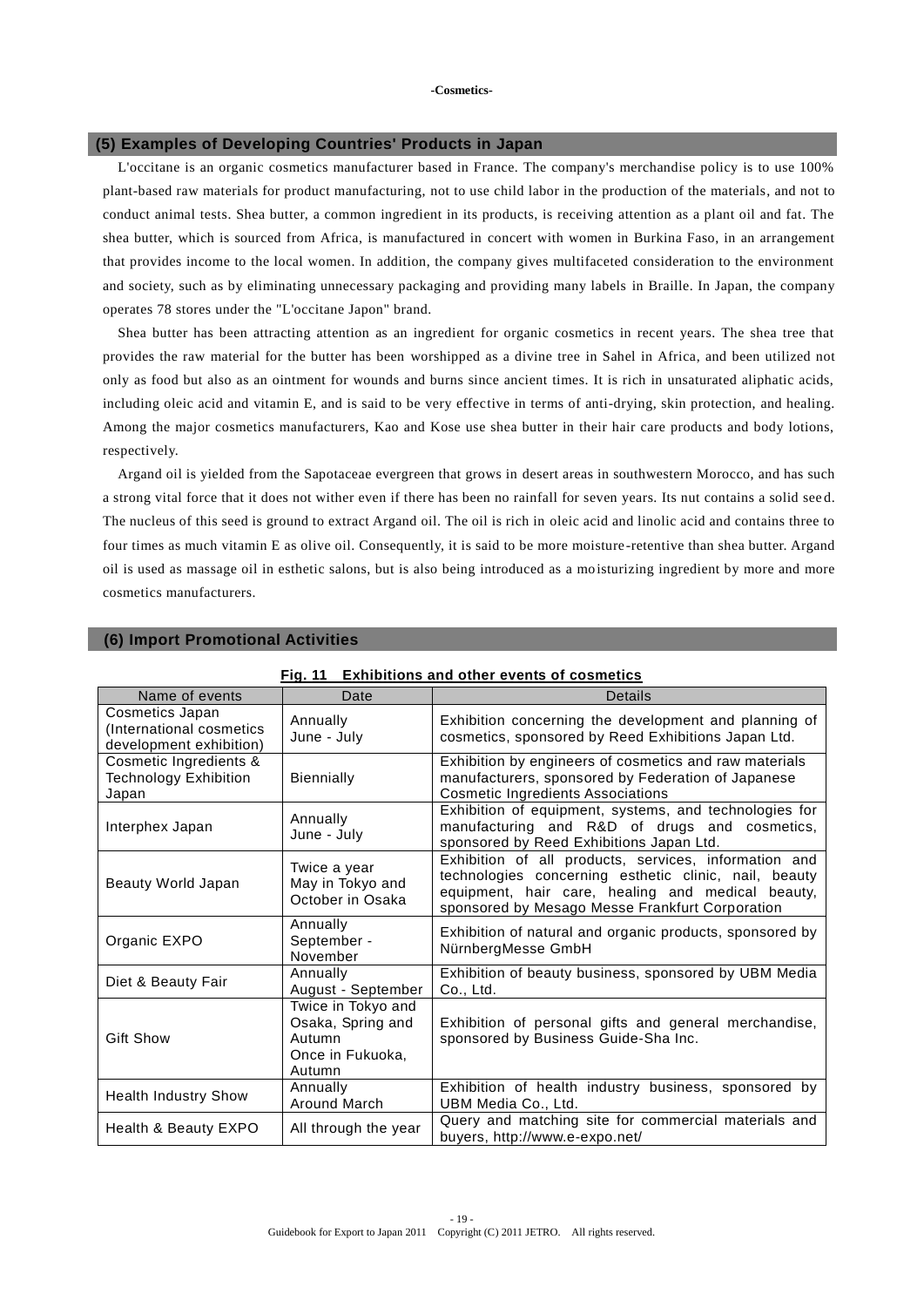## (5) Examples of Developing Countries' Products in Japan

L'occitane is an organic cosmetics manufacturer based in France. The company's merchandise policy is to use 100% plant-based raw materials for product manufacturing, not to use child labor in the production of the materials, and not to conduct animal tests. Shea butter, a common ingredient in its products, is receiving attention as a plant oil and fat. The shea butter, which is sourced from Africa, is manufactured in concert with women in Burkina Faso, in an arrangement that provides income to the local women. In addition, the company gives multifaceted consideration to the environment and society, such as by eliminating unnecessary packaging and providing many labels in Braille. In Japan, the company operates 78 stores under the "L'occitane Japon" brand.

Shea butter has been attracting attention as an ingredient for organic cosmetics in recent years. The shea tree that provides the raw material for the butter has been worshipped as a divine tree in Sahel in Africa, and been utilized not only as food but also as an ointment for wounds and burns since ancient times. It is rich in unsaturated aliphatic acids, including oleic acid and vitamin E, and is said to be very effective in terms of anti-drying, skin protection, and healing. Among the major cosmetics manufacturers, Kao and Kose use shea butter in their hair care products and body lotions, respectively.

Argand oil is yielded from the Sapotaceae evergreen that grows in desert areas in southwestern Morocco, and has such a strong vital force that it does not wither even if there has been no rainfall for seven years. Its nut contains a solid seed. The nucleus of this seed is ground to extract Argand oil. The oil is rich in oleic acid and linolic acid and contains three to four times as much vitamin E as olive oil. Consequently, it is said to be more moisture-retentive than shea butter. Argand oil is used as massage oil in esthetic salons, but is also being introduced as a moisturizing ingredient by more and more cosmetics manufacturers.

## (6) Import Promotional Activities

**Fig. 11 Exhibitions and other events of cosmetics**

| Name of events | Date | Details |
|---|---|---|
| Cosmetics Japan (International cosmetics development exhibition) | Annually June - July | Exhibition concerning the development and planning of cosmetics, sponsored by Reed Exhibitions Japan Ltd. |
| Cosmetic Ingredients & Technology Exhibition Japan | Biennially | Exhibition by engineers of cosmetics and raw materials manufacturers, sponsored by Federation of Japanese Cosmetic Ingredients Associations |
| Interphex Japan | Annually June - July | Exhibition of equipment, systems, and technologies for manufacturing and R&D of drugs and cosmetics, sponsored by Reed Exhibitions Japan Ltd. |
| Beauty World Japan | Twice a year May in Tokyo and October in Osaka | Exhibition of all products, services, information and technologies concerning esthetic clinic, nail, beauty equipment, hair care, healing and medical beauty, sponsored by Mesago Messe Frankfurt Corporation |
| Organic EXPO | Annually September - November | Exhibition of natural and organic products, sponsored by NürnbergMesse GmbH |
| Diet & Beauty Fair | Annually August - September | Exhibition of beauty business, sponsored by UBM Media Co., Ltd. |
| Gift Show | Twice in Tokyo and Osaka, Spring and Autumn Once in Fukuoka, Autumn | Exhibition of personal gifts and general merchandise, sponsored by Business Guide-Sha Inc. |
| Health Industry Show | Annually Around March | Exhibition of health industry business, sponsored by UBM Media Co., Ltd. |
| Health & Beauty EXPO | All through the year | Query and matching site for commercial materials and buyers, http://www.e-expo.net/ |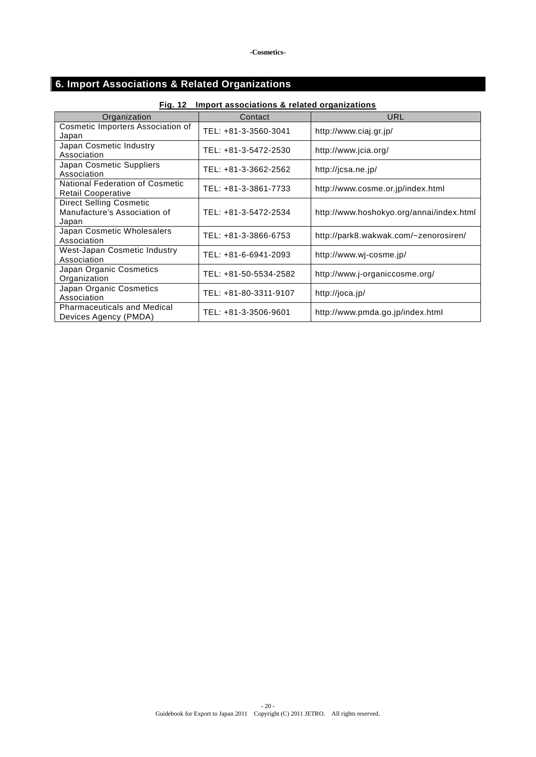## 6. Import Associations & Related Organizations

**Fig. 12 Import associations & related organizations**

| Organization | Contact | URL |
|---|---|---|
| Cosmetic Importers Association of Japan | TEL: +81-3-3560-3041 | http://www.ciaj.gr.jp/ |
| Japan Cosmetic Industry Association | TEL: +81-3-5472-2530 | http://www.jcia.org/ |
| Japan Cosmetic Suppliers Association | TEL: +81-3-3662-2562 | http://jcsa.ne.jp/ |
| National Federation of Cosmetic Retail Cooperative | TEL: +81-3-3861-7733 | http://www.cosme.or.jp/index.html |
| Direct Selling Cosmetic Manufacture's Association of Japan | TEL: +81-3-5472-2534 | http://www.hoshokyo.org/annai/index.html |
| Japan Cosmetic Wholesalers Association | TEL: +81-3-3866-6753 | http://park8.wakwak.com/~zenorosiren/ |
| West-Japan Cosmetic Industry Association | TEL: +81-6-6941-2093 | http://www.wj-cosme.jp/ |
| Japan Organic Cosmetics Organization | TEL: +81-50-5534-2582 | http://www.j-organiccosme.org/ |
| Japan Organic Cosmetics Association | TEL: +81-80-3311-9107 | http://joca.jp/ |
| Pharmaceuticals and Medical Devices Agency (PMDA) | TEL: +81-3-3506-9601 | http://www.pmda.go.jp/index.html |